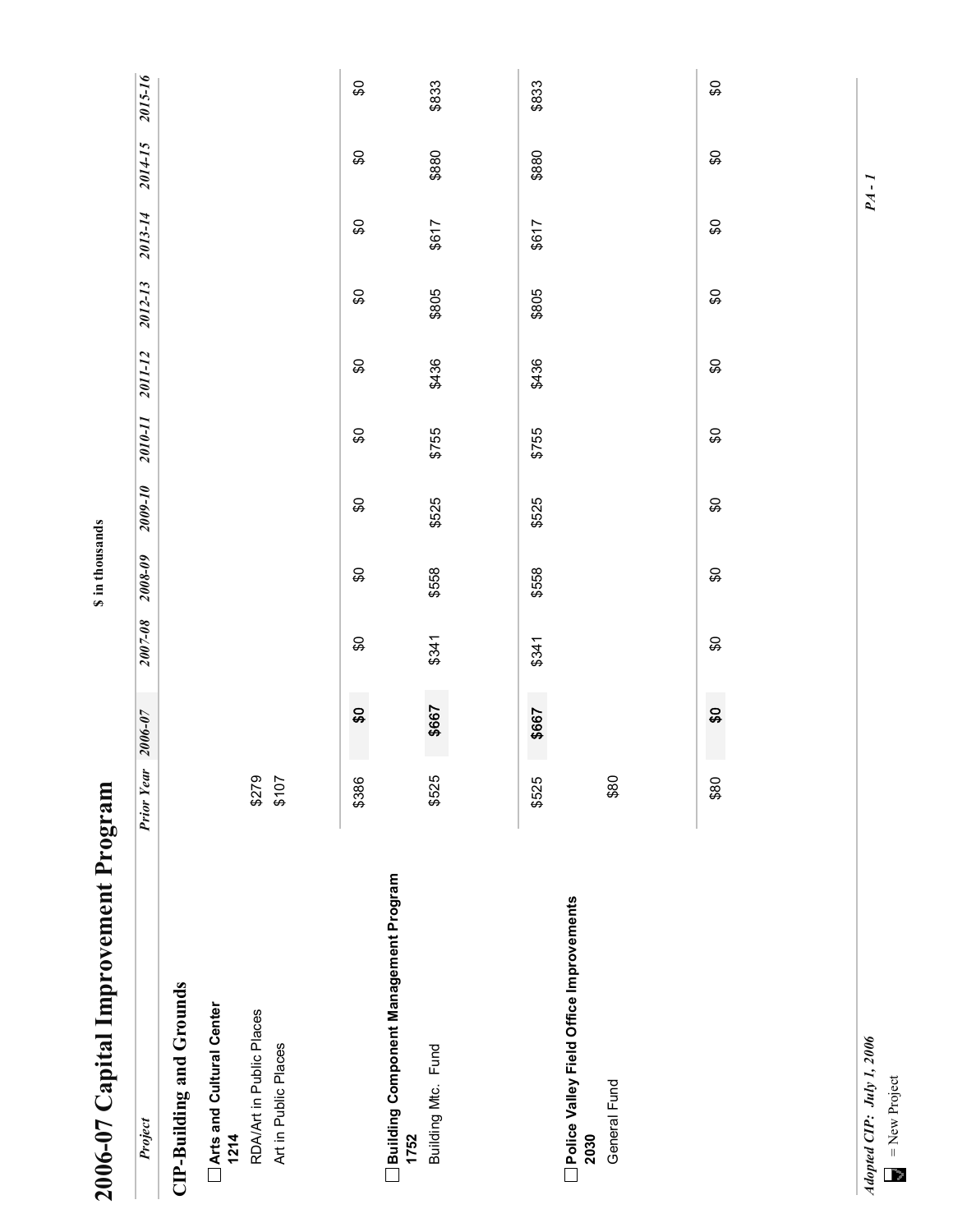# 2006-07 Capital Improvement Program

$ in thousands

| Project | Prior Year | 2006-07 | 2007-08 | 2008-09 | 2009-10 | 2010-11 | 2011-12 | 2012-13 | 2013-14 | 2014-15 | 2015-16 |
|---|---|---|---|---|---|---|---|---|---|---|---|
| **CIP-Building and Grounds** | | | | | | | | | | | |
| ☐ **Arts and Cultural Center 1214** | | | | | | | | | | | |
| RDA/Art in Public Places | $279 | | | | | | | | | | |
| Art in Public Places | $107 | | | | | | | | | | |
| | $386 | **$0** | $0 | $0 | $0 | $0 | $0 | $0 | $0 | $0 | $0 |
| ☐ **Building Component Management Program 1752** | | | | | | | | | | | |
| Building Mtc. Fund | $525 | **$667** | $341 | $558 | $525 | $755 | $436 | $805 | $617 | $880 | $833 |
| | $525 | **$667** | $341 | $558 | $525 | $755 | $436 | $805 | $617 | $880 | $833 |
| ☐ **Police Valley Field Office Improvements 2030** | | | | | | | | | | | |
| General Fund | $80 | | | | | | | | | | |
| | $80 | **$0** | $0 | $0 | $0 | $0 | $0 | $0 | $0 | $0 | $0 |

*Adopted CIP: July 1, 2006*

☑ = New Project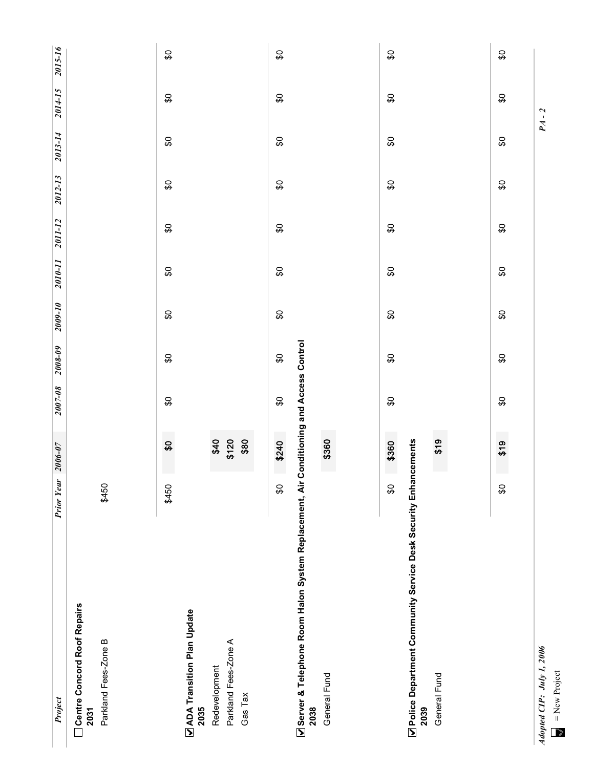| Project | Prior Year | 2006-07 | 2007-08 | 2008-09 | 2009-10 | 2010-11 | 2011-12 | 2012-13 | 2013-14 | 2014-15 | 2015-16 |
|---|---|---|---|---|---|---|---|---|---|---|---|
| ☐ **Centre Concord Roof Repairs** | | | | | | | | | | | |
| **2031** | | | | | | | | | | | |
| Parkland Fees-Zone B | $450 | | | | | | | | | | |
| | $450 | **$0** | $0 | $0 | $0 | $0 | $0 | $0 | $0 | $0 | $0 |
| ☑ **ADA Transition Plan Update** | | | | | | | | | | | |
| **2035** | | | | | | | | | | | |
| Redevelopment | | $40 | | | | | | | | | |
| Parkland Fees-Zone A | | $120 | | | | | | | | | |
| Gas Tax | | $80 | | | | | | | | | |
| | $0 | **$240** | $0 | $0 | $0 | $0 | $0 | $0 | $0 | $0 | $0 |
| ☑ **Server & Telephone Room Halon System Replacement, Air Conditioning and Access Control** | | | | | | | | | | | |
| **2038** | | | | | | | | | | | |
| General Fund | | $360 | | | | | | | | | |
| | $0 | **$360** | $0 | $0 | $0 | $0 | $0 | $0 | $0 | $0 | $0 |
| ☑ **Police Department Community Service Desk Security Enhancements** | | | | | | | | | | | |
| **2039** | | | | | | | | | | | |
| General Fund | | $19 | | | | | | | | | |
| | $0 | **$19** | $0 | $0 | $0 | $0 | $0 | $0 | $0 | $0 | $0 |

*Adopted CIP: July 1, 2006*

☑ = New Project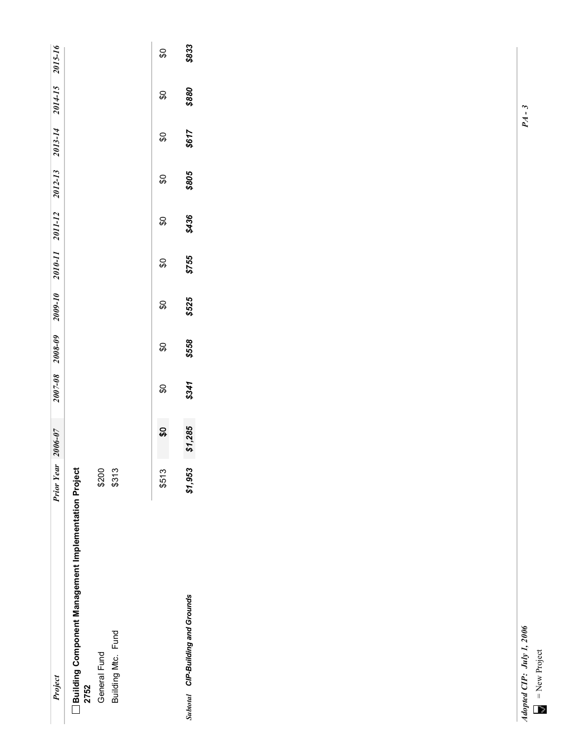| Project | Prior Year | 2006-07 | 2007-08 | 2008-09 | 2009-10 | 2010-11 | 2011-12 | 2012-13 | 2013-14 | 2014-15 | 2015-16 |
|---|---|---|---|---|---|---|---|---|---|---|---|
| **Building Component Management Implementation Project** | | | | | | | | | | | |
| **2752** | | | | | | | | | | | |
| General Fund | $200 | | | | | | | | | | |
| Building Mtc. Fund | $313 | | | | | | | | | | |
| | $513 | **$0** | $0 | $0 | $0 | $0 | $0 | $0 | $0 | $0 | $0 |
| *Subtotal* ***CIP-Building and Grounds*** | ***$1,953*** | ***$1,285*** | ***$341*** | ***$558*** | ***$525*** | ***$755*** | ***$436*** | ***$805*** | ***$617*** | ***$880*** | ***$833*** |

*Adopted CIP: July 1, 2006*

= New Project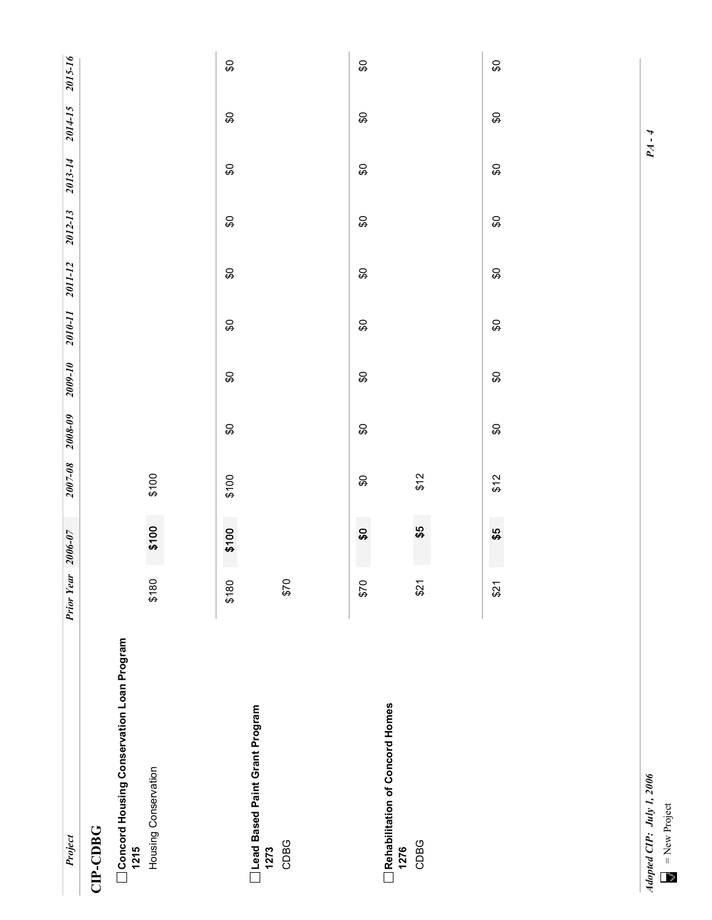| Project | Prior Year | 2006-07 | 2007-08 | 2008-09 | 2009-10 | 2010-11 | 2011-12 | 2012-13 | 2013-14 | 2014-15 | 2015-16 |
|---|---|---|---|---|---|---|---|---|---|---|---|
| **CIP-CDBG** | | | | | | | | | | | |
| **Concord Housing Conservation Loan Program** **1215** | | | | | | | | | | | |
| Housing Conservation | $180 | **$100** | $100 | | | | | | | | |
| | $180 | **$100** | $100 | $0 | $0 | $0 | $0 | $0 | $0 | $0 | $0 |
| **Lead Based Paint Grant Program** **1273** | | | | | | | | | | | |
| CDBG | $70 | | | | | | | | | | |
| | $70 | **$0** | $0 | $0 | $0 | $0 | $0 | $0 | $0 | $0 | $0 |
| **Rehabilitation of Concord Homes** **1276** | | | | | | | | | | | |
| CDBG | $21 | **$5** | $12 | | | | | | | | |
| | $21 | **$5** | $12 | $0 | $0 | $0 | $0 | $0 | $0 | $0 | $0 |

*Adopted CIP: July 1, 2006*

= New Project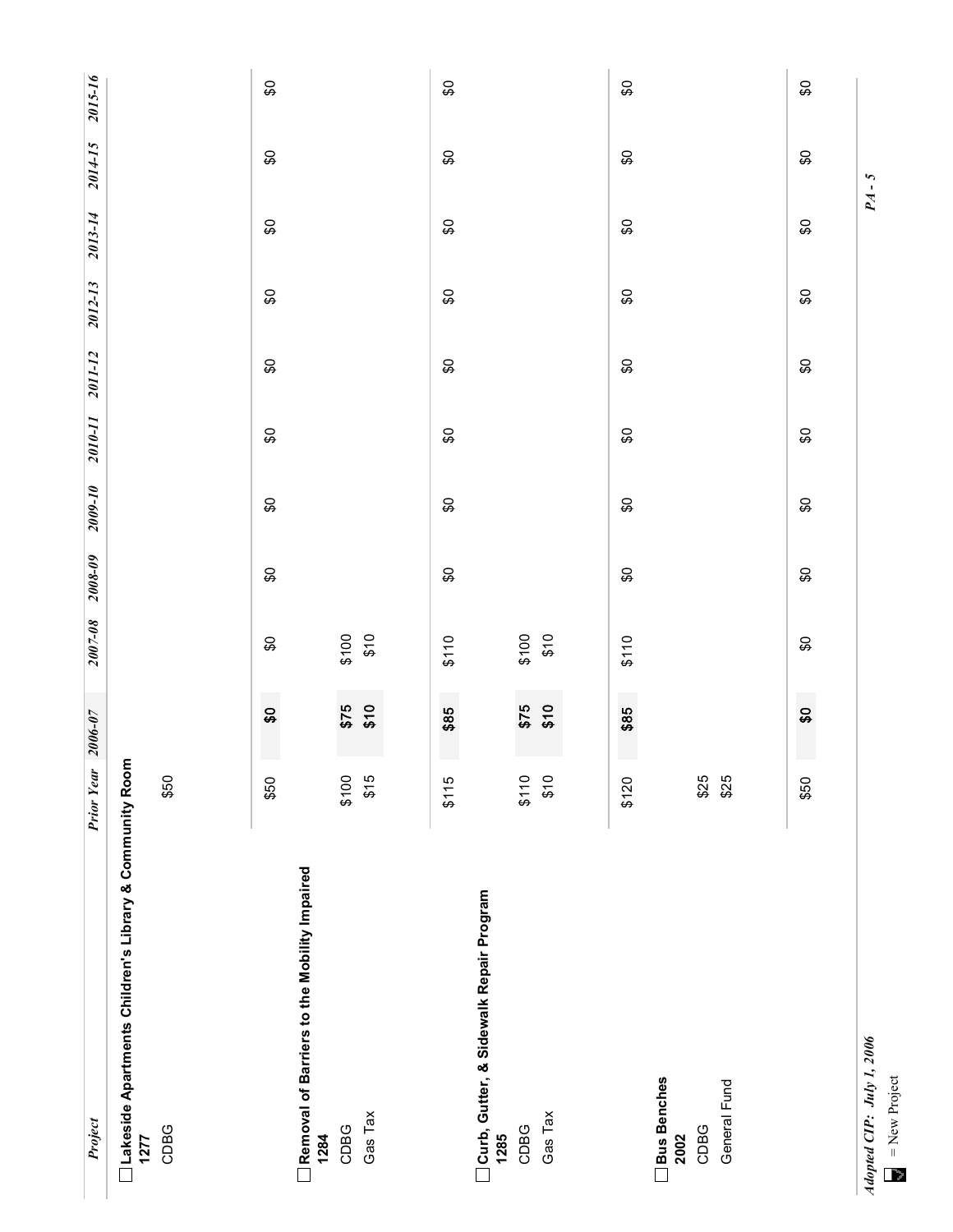| Project | Prior Year | 2006-07 | 2007-08 | 2008-09 | 2009-10 | 2010-11 | 2011-12 | 2012-13 | 2013-14 | 2014-15 | 2015-16 |
|---|---|---|---|---|---|---|---|---|---|---|---|
| **Lakeside Apartments Children's Library & Community Room** **1277** | | | | | | | | | | | |
| CDBG | $50 | | | | | | | | | | |
| | $50 | **$0** | $0 | $0 | $0 | $0 | $0 | $0 | $0 | $0 | $0 |
| **Removal of Barriers to the Mobility Impaired** **1284** | | | | | | | | | | | |
| CDBG | $100 | **$75** | $100 | | | | | | | | |
| Gas Tax | $15 | **$10** | $10 | | | | | | | | |
| | $115 | **$85** | $110 | $0 | $0 | $0 | $0 | $0 | $0 | $0 | $0 |
| **Curb, Gutter, & Sidewalk Repair Program** **1285** | | | | | | | | | | | |
| CDBG | $110 | **$75** | $100 | | | | | | | | |
| Gas Tax | $10 | **$10** | $10 | | | | | | | | |
| | $120 | **$85** | $110 | $0 | $0 | $0 | $0 | $0 | $0 | $0 | $0 |
| **Bus Benches** **2002** | | | | | | | | | | | |
| CDBG | $25 | | | | | | | | | | |
| General Fund | $25 | | | | | | | | | | |
| | $50 | **$0** | $0 | $0 | $0 | $0 | $0 | $0 | $0 | $0 | $0 |

*Adopted CIP: July 1, 2006*

☑ = New Project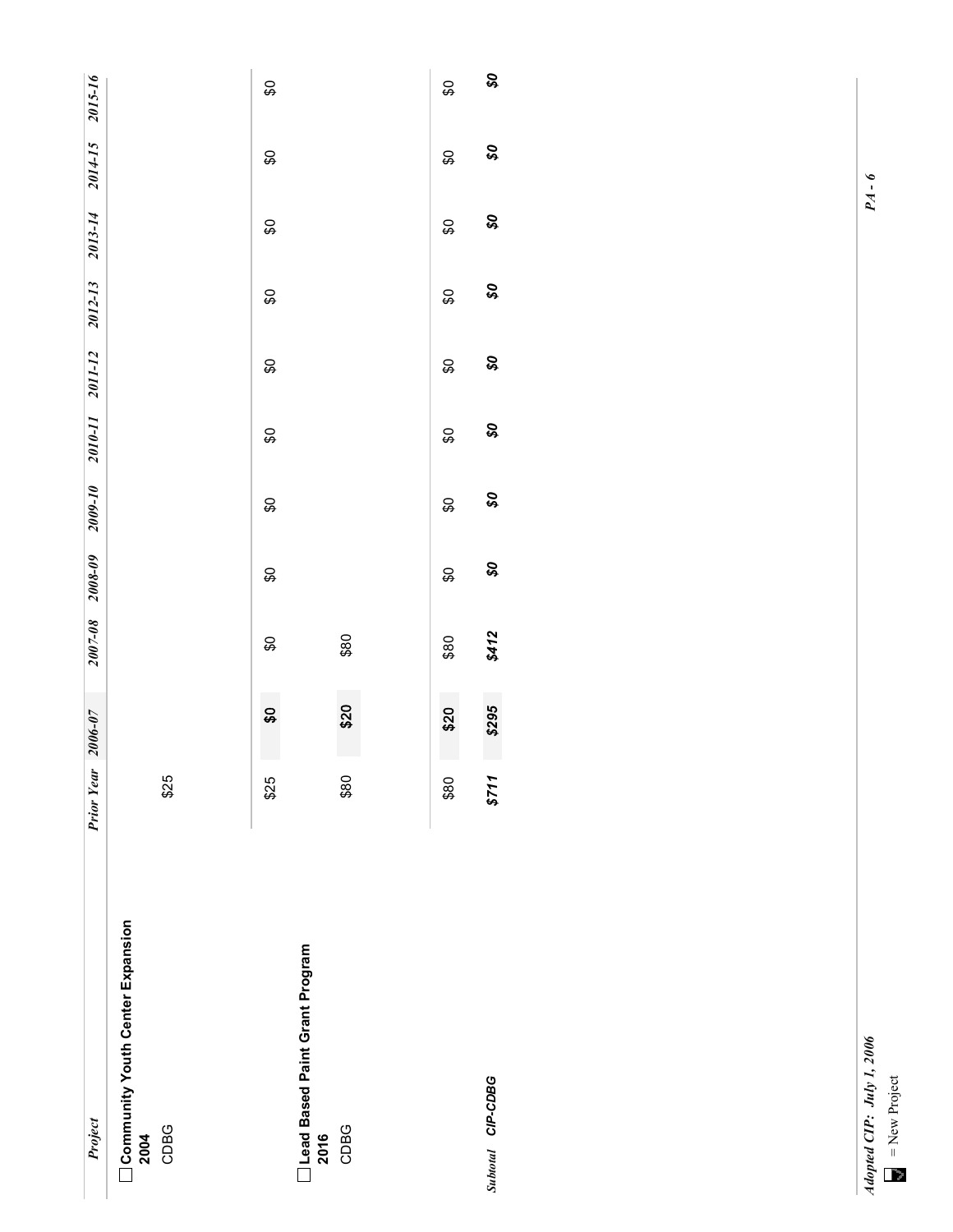| Project | Prior Year | 2006-07 | 2007-08 | 2008-09 | 2009-10 | 2010-11 | 2011-12 | 2012-13 | 2013-14 | 2014-15 | 2015-16 |
|---|---|---|---|---|---|---|---|---|---|---|---|
| ☐ **Community Youth Center Expansion** | | | | | | | | | | | |
| **2004** | | | | | | | | | | | |
| CDBG | $25 | | | | | | | | | | |
| | $25 | **$0** | $0 | $0 | $0 | $0 | $0 | $0 | $0 | $0 | $0 |
| ☐ **Lead Based Paint Grant Program** | | | | | | | | | | | |
| **2016** | | | | | | | | | | | |
| CDBG | $80 | **$20** | $80 | | | | | | | | |
| | $80 | **$20** | $80 | $0 | $0 | $0 | $0 | $0 | $0 | $0 | $0 |
| *Subtotal* ***CIP-CDBG*** | ***$711*** | ***$295*** | ***$412*** | ***$0*** | ***$0*** | ***$0*** | ***$0*** | ***$0*** | ***$0*** | ***$0*** | ***$0*** |

*Adopted CIP: July 1, 2006*

☑ = New Project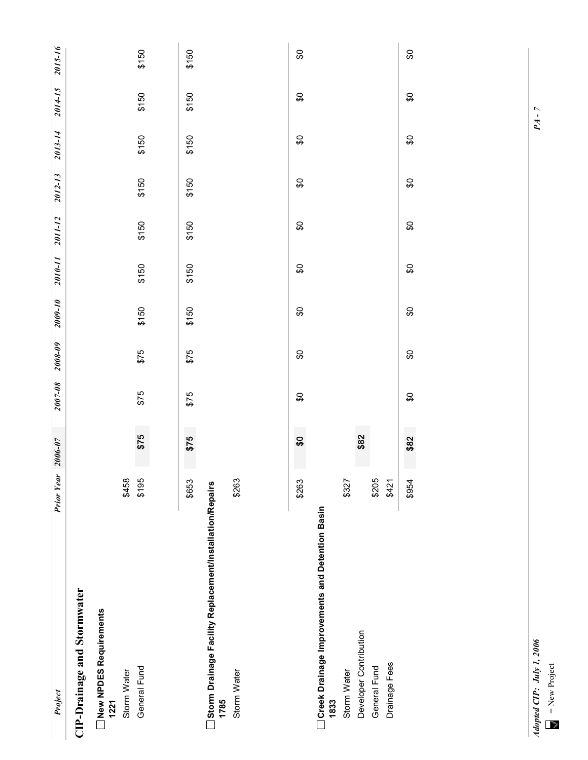| Project | Prior Year | 2006-07 | 2007-08 | 2008-09 | 2009-10 | 2010-11 | 2011-12 | 2012-13 | 2013-14 | 2014-15 | 2015-16 |
|---|---|---|---|---|---|---|---|---|---|---|---|
| **CIP-Drainage and Stormwater** | | | | | | | | | | | |
| **New NPDES Requirements 1221** | | | | | | | | | | | |
| Storm Water | $458 | | | | | | | | | | |
| General Fund | $195 | **$75** | $75 | $75 | $150 | $150 | $150 | $150 | $150 | $150 | $150 |
| | $653 | **$75** | $75 | $75 | $150 | $150 | $150 | $150 | $150 | $150 | $150 |
| **Storm Drainage Facility Replacement/Installation/Repairs 1785** | | | | | | | | | | | |
| Storm Water | $263 | | | | | | | | | | |
| | $263 | **$0** | $0 | $0 | $0 | $0 | $0 | $0 | $0 | $0 | $0 |
| **Creek Drainage Improvements and Detention Basin 1833** | | | | | | | | | | | |
| Storm Water | $327 | | | | | | | | | | |
| Developer Contribution | | **$82** | | | | | | | | | |
| General Fund | $205 | | | | | | | | | | |
| Drainage Fees | $421 | | | | | | | | | | |
| | $954 | **$82** | $0 | $0 | $0 | $0 | $0 | $0 | $0 | $0 | $0 |

*Adopted CIP: July 1, 2006*

☑ = New Project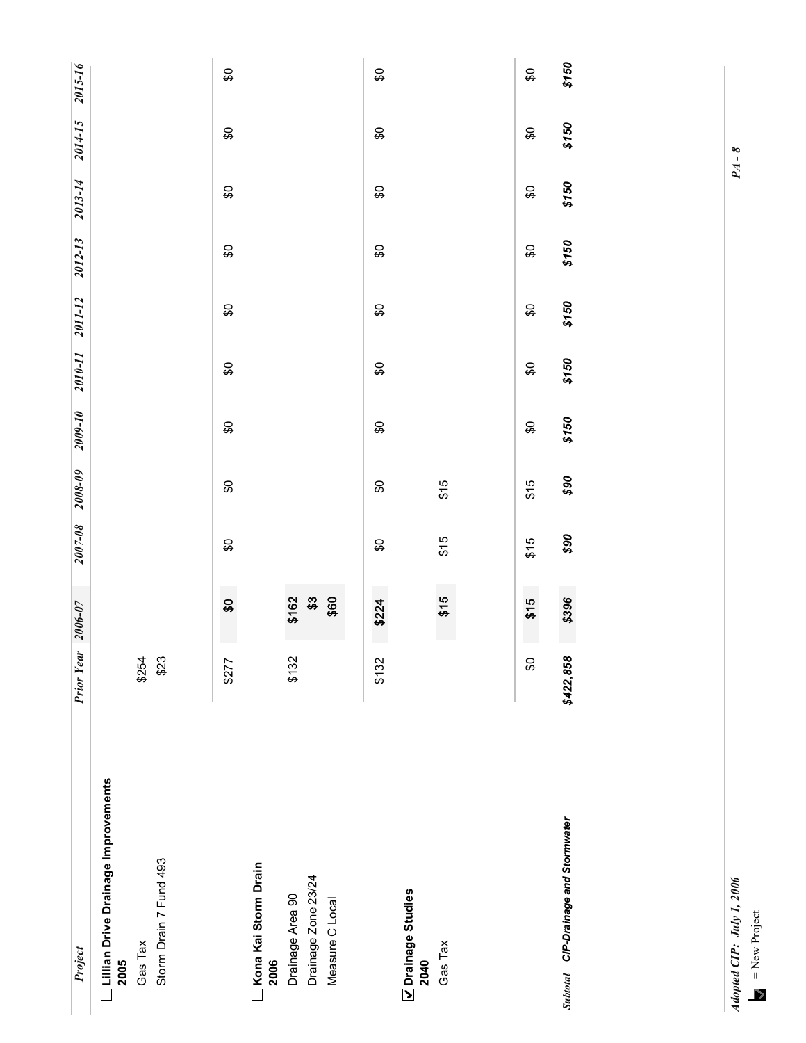| Project | Prior Year | 2006-07 | 2007-08 | 2008-09 | 2009-10 | 2010-11 | 2011-12 | 2012-13 | 2013-14 | 2014-15 | 2015-16 |
|---|---|---|---|---|---|---|---|---|---|---|---|
| ☐ **Lillian Drive Drainage Improvements** **2005** | | | | | | | | | | | |
| Gas Tax | $254 | | | | | | | | | | |
| Storm Drain 7 Fund 493 | $23 | | | | | | | | | | |
| | $277 | **$0** | $0 | $0 | $0 | $0 | $0 | $0 | $0 | $0 | $0 |
| ☐ **Kona Kai Storm Drain** **2006** | | | | | | | | | | | |
| Drainage Area 90 | $132 | **$162** | | | | | | | | | |
| Drainage Zone 23/24 | | **$3** | | | | | | | | | |
| Measure C Local | | **$60** | | | | | | | | | |
| | $132 | **$224** | $0 | $0 | $0 | $0 | $0 | $0 | $0 | $0 | $0 |
| ☑ **Drainage Studies** **2040** | | | | | | | | | | | |
| Gas Tax | | **$15** | $15 | $15 | | | | | | | |
| | $0 | **$15** | $15 | $15 | $0 | $0 | $0 | $0 | $0 | $0 | $0 |
| *Subtotal* ***CIP-Drainage and Stormwater*** | ***$422,858*** | ***$396*** | ***$90*** | ***$90*** | ***$150*** | ***$150*** | ***$150*** | ***$150*** | ***$150*** | ***$150*** | ***$150*** |

*Adopted CIP: July 1, 2006*

☑ = New Project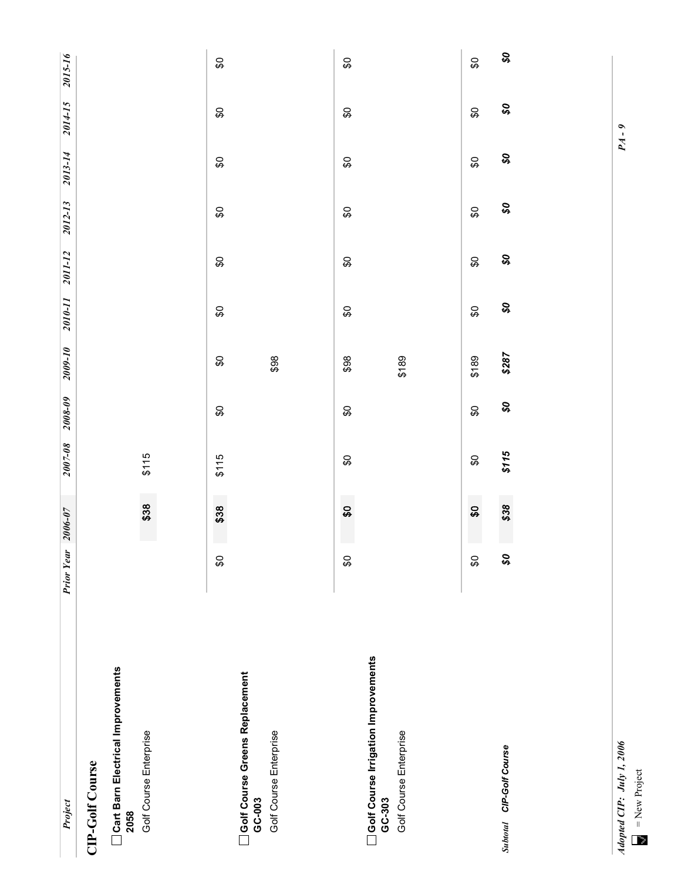## CIP-Golf Course

| Project | Prior Year | 2006-07 | 2007-08 | 2008-09 | 2009-10 | 2010-11 | 2011-12 | 2012-13 | 2013-14 | 2014-15 | 2015-16 |
|---|---|---|---|---|---|---|---|---|---|---|---|
| **Cart Barn Electrical Improvements** **2058** | | | | | | | | | | | |
| Golf Course Enterprise | | **$38** | $115 | | | | | | | | |
| | $0 | **$38** | $115 | $0 | $0 | $0 | $0 | $0 | $0 | $0 | $0 |
| **Golf Course Greens Replacement** **GC-003** | | | | | | | | | | | |
| Golf Course Enterprise | | | | | $98 | | | | | | |
| | $0 | **$0** | $0 | $0 | $98 | $0 | $0 | $0 | $0 | $0 | $0 |
| **Golf Course Irrigation Improvements** **GC-303** | | | | | | | | | | | |
| Golf Course Enterprise | | | | | $189 | | | | | | |
| | $0 | **$0** | $0 | $0 | $189 | $0 | $0 | $0 | $0 | $0 | $0 |
| ***Subtotal CIP-Golf Course*** | ***$0*** | ***$38*** | ***$115*** | ***$0*** | ***$287*** | ***$0*** | ***$0*** | ***$0*** | ***$0*** | ***$0*** | ***$0*** |

*Adopted CIP: July 1, 2006*

☑ = New Project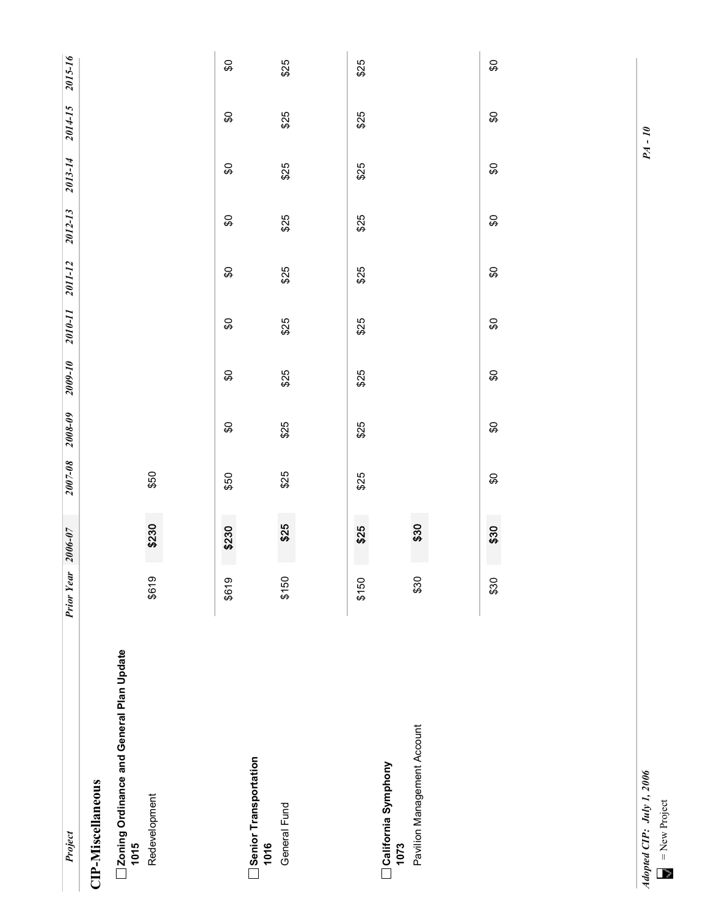| Project | Prior Year | 2006-07 | 2007-08 | 2008-09 | 2009-10 | 2010-11 | 2011-12 | 2012-13 | 2013-14 | 2014-15 | 2015-16 |
|---|---|---|---|---|---|---|---|---|---|---|---|
| **CIP-Miscellaneous** | | | | | | | | | | | |
| ☐ **Zoning Ordinance and General Plan Update 1015** | | | | | | | | | | | |
| Redevelopment | $619 | **$230** | $50 | | | | | | | | |
| | $619 | **$230** | $50 | $0 | $0 | $0 | $0 | $0 | $0 | $0 | $0 |
| ☐ **Senior Transportation 1016** | | | | | | | | | | | |
| General Fund | $150 | **$25** | $25 | $25 | $25 | $25 | $25 | $25 | $25 | $25 | $25 |
| | $150 | **$25** | $25 | $25 | $25 | $25 | $25 | $25 | $25 | $25 | $25 |
| ☐ **California Symphony 1073** | | | | | | | | | | | |
| Pavilion Management Account | $30 | **$30** | | | | | | | | | |
| | $30 | **$30** | $0 | $0 | $0 | $0 | $0 | $0 | $0 | $0 | $0 |

*Adopted CIP: July 1, 2006*

☑ = New Project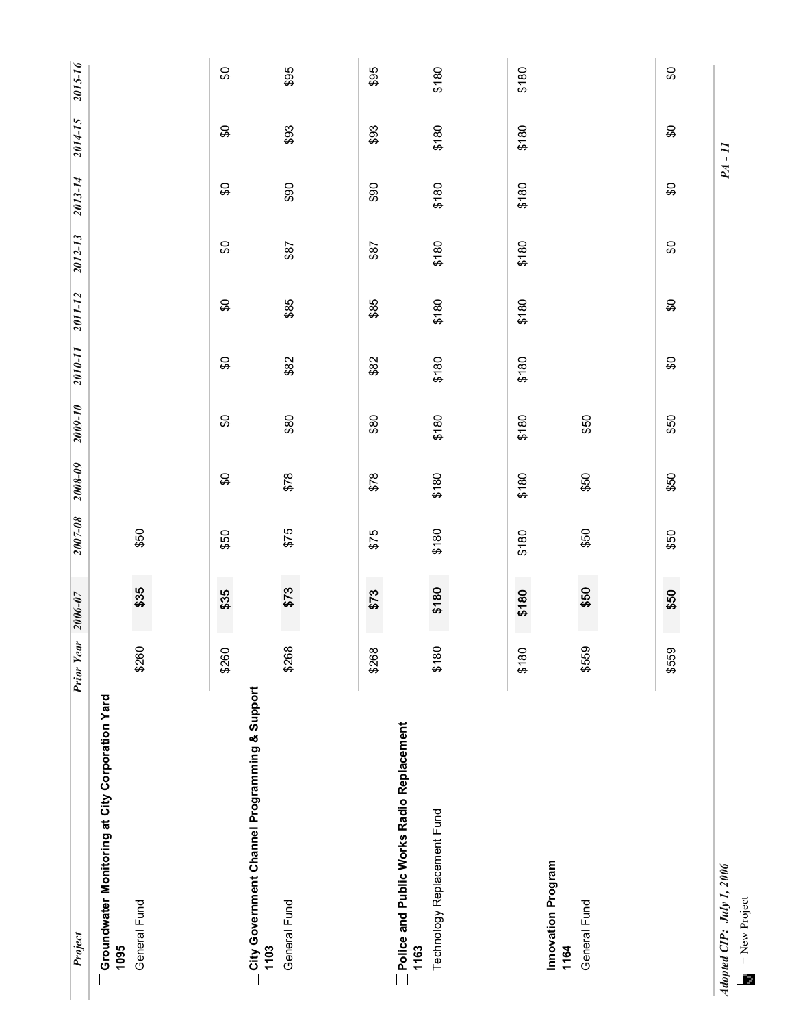| Project | Prior Year | 2006-07 | 2007-08 | 2008-09 | 2009-10 | 2010-11 | 2011-12 | 2012-13 | 2013-14 | 2014-15 | 2015-16 |
|---|---|---|---|---|---|---|---|---|---|---|---|
| **Groundwater Monitoring at City Corporation Yard** **1095** | | | | | | | | | | | |
| General Fund | $260 | **$35** | $50 | | | | | | | | |
| | $260 | **$35** | $50 | $0 | $0 | $0 | $0 | $0 | $0 | $0 | $0 |
| **City Government Channel Programming & Support** **1103** | | | | | | | | | | | |
| General Fund | $268 | **$73** | $75 | $78 | $80 | $82 | $85 | $87 | $90 | $93 | $95 |
| | $268 | **$73** | $75 | $78 | $80 | $82 | $85 | $87 | $90 | $93 | $95 |
| **Police and Public Works Radio Replacement** **1163** | | | | | | | | | | | |
| Technology Replacement Fund | $180 | **$180** | $180 | $180 | $180 | $180 | $180 | $180 | $180 | $180 | $180 |
| | $180 | **$180** | $180 | $180 | $180 | $180 | $180 | $180 | $180 | $180 | $180 |
| **Innovation Program** **1164** | | | | | | | | | | | |
| General Fund | $559 | **$50** | $50 | $50 | $50 | | | | | | |
| | $559 | **$50** | $50 | $50 | $50 | $0 | $0 | $0 | $0 | $0 | $0 |

*Adopted CIP: July 1, 2006*

= New Project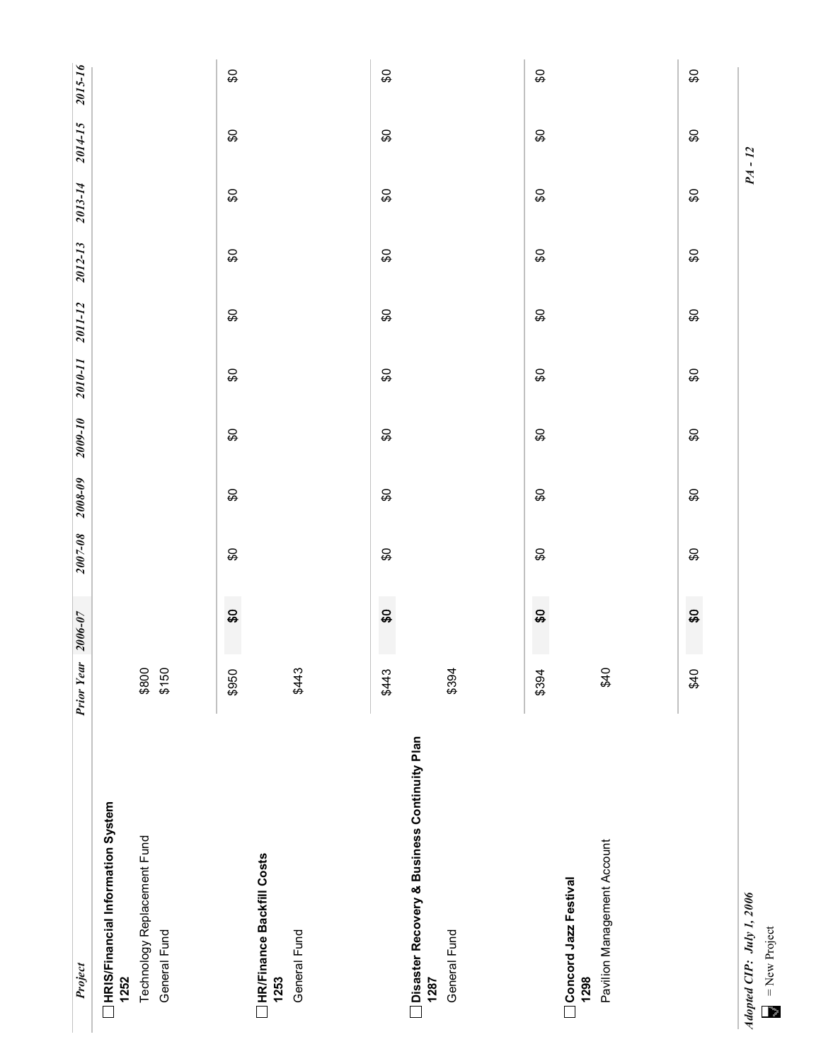| Project | Prior Year | 2006-07 | 2007-08 | 2008-09 | 2009-10 | 2010-11 | 2011-12 | 2012-13 | 2013-14 | 2014-15 | 2015-16 |
|---|---|---|---|---|---|---|---|---|---|---|---|
| **HRIS/Financial Information System** **1252** | | | | | | | | | | | |
| Technology Replacement Fund | $800 | | | | | | | | | | |
| General Fund | $150 | | | | | | | | | | |
| | $950 | **$0** | $0 | $0 | $0 | $0 | $0 | $0 | $0 | $0 | $0 |
| **HR/Finance Backfill Costs** **1253** | | | | | | | | | | | |
| General Fund | $443 | | | | | | | | | | |
| | $443 | **$0** | $0 | $0 | $0 | $0 | $0 | $0 | $0 | $0 | $0 |
| **Disaster Recovery & Business Continuity Plan** **1287** | | | | | | | | | | | |
| General Fund | $394 | | | | | | | | | | |
| | $394 | **$0** | $0 | $0 | $0 | $0 | $0 | $0 | $0 | $0 | $0 |
| **Concord Jazz Festival** **1298** | | | | | | | | | | | |
| Pavilion Management Account | $40 | | | | | | | | | | |
| | $40 | **$0** | $0 | $0 | $0 | $0 | $0 | $0 | $0 | $0 | $0 |

*Adopted CIP: July 1, 2006*

= New Project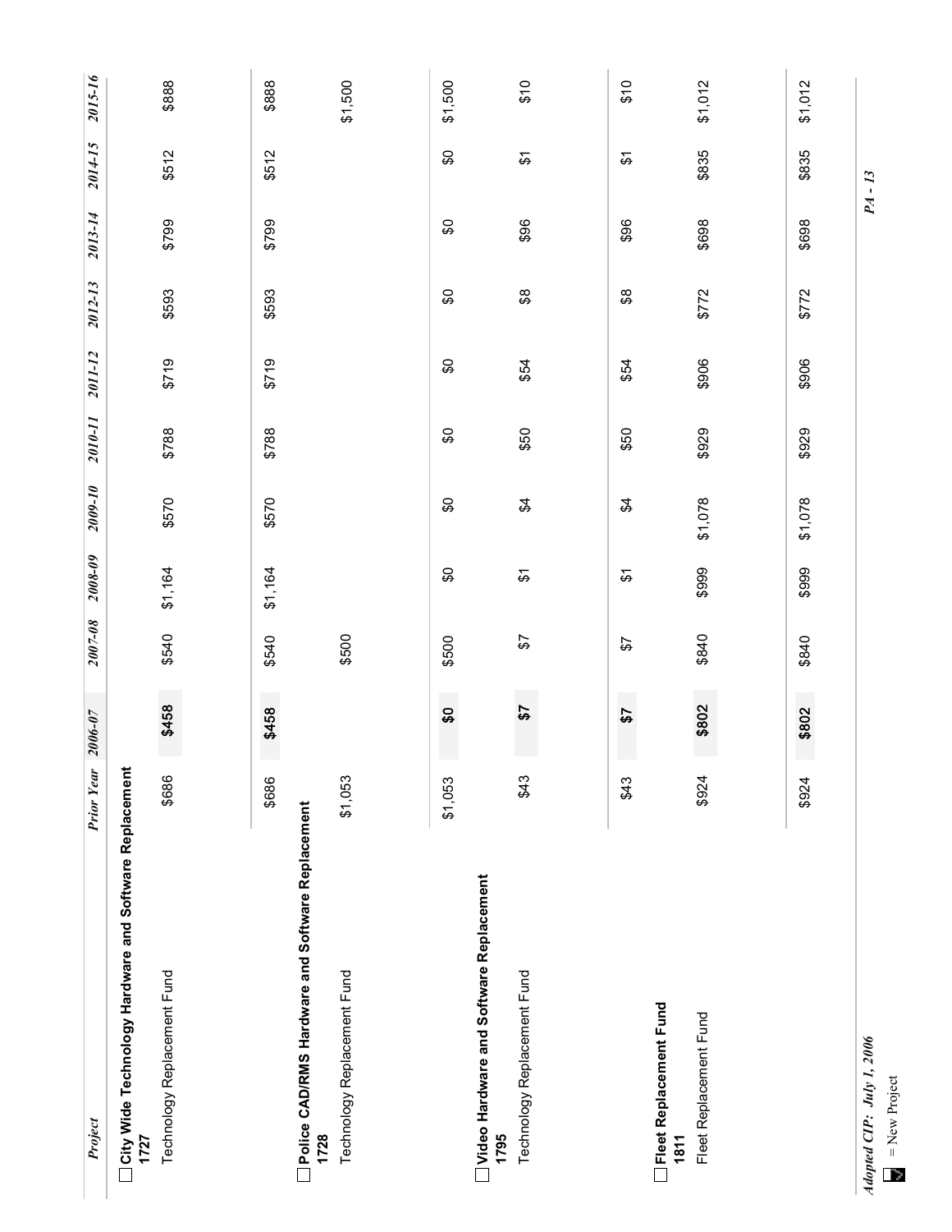| Project | Prior Year | 2006-07 | 2007-08 | 2008-09 | 2009-10 | 2010-11 | 2011-12 | 2012-13 | 2013-14 | 2014-15 | 2015-16 |
|---|---|---|---|---|---|---|---|---|---|---|---|
| **City Wide Technology Hardware and Software Replacement 1727** | | | | | | | | | | | |
| Technology Replacement Fund | $686 | **$458** | $540 | $1,164 | $570 | $788 | $719 | $593 | $799 | $512 | $888 |
| | $686 | **$458** | $540 | $1,164 | $570 | $788 | $719 | $593 | $799 | $512 | $888 |
| **Police CAD/RMS Hardware and Software Replacement 1728** | | | | | | | | | | | |
| Technology Replacement Fund | $1,053 | | $500 | | | | | | | | $1,500 |
| | $1,053 | **$0** | $500 | $0 | $0 | $0 | $0 | $0 | $0 | $0 | $1,500 |
| **Video Hardware and Software Replacement 1795** | | | | | | | | | | | |
| Technology Replacement Fund | $43 | **$7** | $7 | $1 | $4 | $50 | $54 | $8 | $96 | $1 | $10 |
| | $43 | **$7** | $7 | $1 | $4 | $50 | $54 | $8 | $96 | $1 | $10 |
| **Fleet Replacement Fund 1811** | | | | | | | | | | | |
| Fleet Replacement Fund | $924 | **$802** | $840 | $999 | $1,078 | $929 | $906 | $772 | $698 | $835 | $1,012 |
| | $924 | **$802** | $840 | $999 | $1,078 | $929 | $906 | $772 | $698 | $835 | $1,012 |

*Adopted CIP: July 1, 2006*

= New Project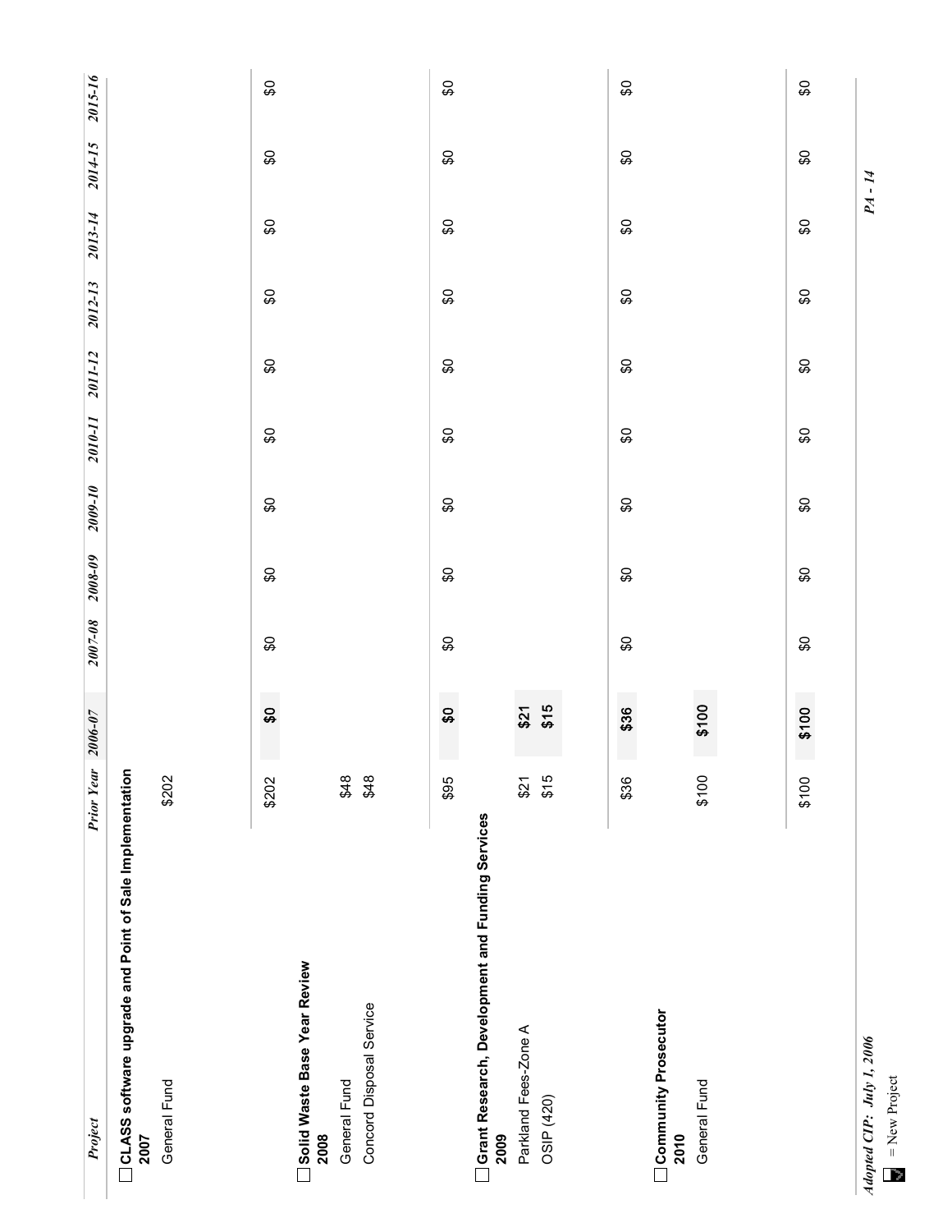| Project | Prior Year | 2006-07 | 2007-08 | 2008-09 | 2009-10 | 2010-11 | 2011-12 | 2012-13 | 2013-14 | 2014-15 | 2015-16 |
|---|---|---|---|---|---|---|---|---|---|---|---|
| **CLASS software upgrade and Point of Sale Implementation** **2007** | | | | | | | | | | | |
| General Fund | $202 | | | | | | | | | | |
| | $202 | **$0** | $0 | $0 | $0 | $0 | $0 | $0 | $0 | $0 | $0 |
| **Solid Waste Base Year Review** **2008** | | | | | | | | | | | |
| General Fund | $48 | | | | | | | | | | |
| Concord Disposal Service | $48 | | | | | | | | | | |
| | $95 | **$0** | $0 | $0 | $0 | $0 | $0 | $0 | $0 | $0 | $0 |
| **Grant Research, Development and Funding Services** **2009** | | | | | | | | | | | |
| Parkland Fees-Zone A | $21 | **$21** | | | | | | | | | |
| OSIP (420) | $15 | **$15** | | | | | | | | | |
| | $36 | **$36** | $0 | $0 | $0 | $0 | $0 | $0 | $0 | $0 | $0 |
| **Community Prosecutor** **2010** | | | | | | | | | | | |
| General Fund | $100 | **$100** | | | | | | | | | |
| | $100 | **$100** | $0 | $0 | $0 | $0 | $0 | $0 | $0 | $0 | $0 |

*Adopted CIP: July 1, 2006*

= New Project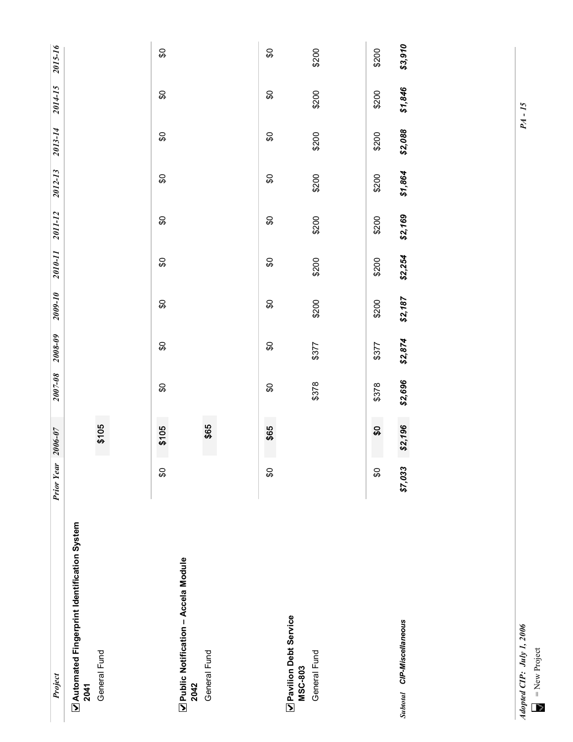| Project | Prior Year | 2006-07 | 2007-08 | 2008-09 | 2009-10 | 2010-11 | 2011-12 | 2012-13 | 2013-14 | 2014-15 | 2015-16 |
|---|---|---|---|---|---|---|---|---|---|---|---|
| ☑ **Automated Fingerprint Identification System** | | | | | | | | | | | |
| **2041** | | | | | | | | | | | |
| General Fund | | $105 | | | | | | | | | |
| | $0 | $105 | $0 | $0 | $0 | $0 | $0 | $0 | $0 | $0 | $0 |
| ☑ **Public Notification – Accela Module** | | | | | | | | | | | |
| **2042** | | | | | | | | | | | |
| General Fund | | $65 | | | | | | | | | |
| | $0 | $65 | $0 | $0 | $0 | $0 | $0 | $0 | $0 | $0 | $0 |
| ☑ **Pavilion Debt Service** | | | | | | | | | | | |
| **MSC-803** | | | | | | | | | | | |
| General Fund | | | $378 | $377 | $200 | $200 | $200 | $200 | $200 | $200 | $200 |
| | $0 | $0 | $378 | $377 | $200 | $200 | $200 | $200 | $200 | $200 | $200 |
| ***Subtotal CIP-Miscellaneous*** | ***$7,033*** | ***$2,196*** | ***$2,696*** | ***$2,874*** | ***$2,187*** | ***$2,254*** | ***$2,169*** | ***$1,864*** | ***$2,088*** | ***$1,846*** | ***$3,910*** |

*Adopted CIP: July 1, 2006*

☑ = New Project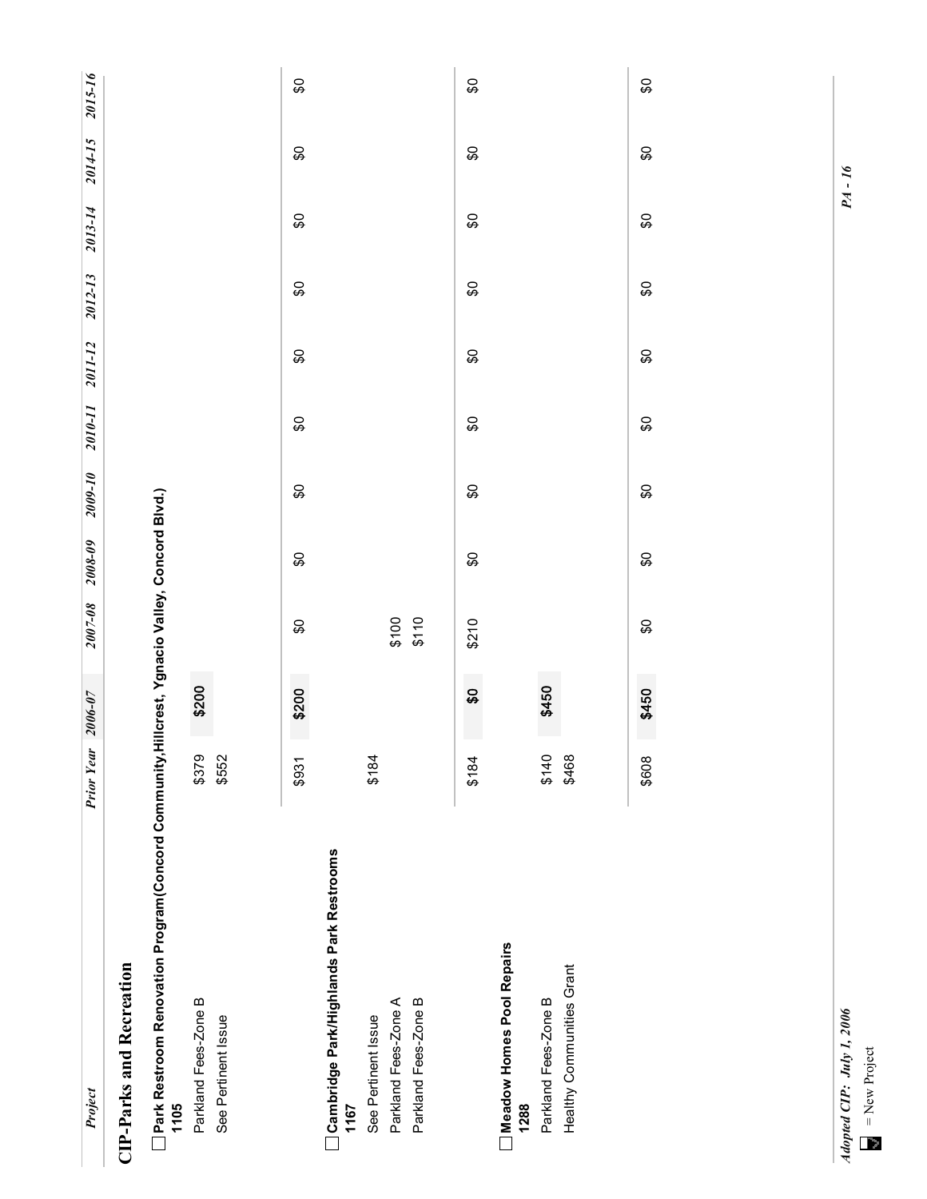## CIP-Parks and Recreation

| Project | Prior Year | 2006-07 | 2007-08 | 2008-09 | 2009-10 | 2010-11 | 2011-12 | 2012-13 | 2013-14 | 2014-15 | 2015-16 |
|---|---|---|---|---|---|---|---|---|---|---|---|
| **Park Restroom Renovation Program(Concord Community,Hillcrest, Ygnacio Valley, Concord Blvd.)** **1105** | | | | | | | | | | | |
| Parkland Fees-Zone B | $379 | **$200** | | | | | | | | | |
| See Pertinent Issue | $552 | | | | | | | | | | |
| | $931 | **$200** | $0 | $0 | $0 | $0 | $0 | $0 | $0 | $0 | $0 |
| **Cambridge Park/Highlands Park Restrooms** **1167** | | | | | | | | | | | |
| See Pertinent Issue | $184 | | | | | | | | | | |
| Parkland Fees-Zone A | | | $100 | | | | | | | | |
| Parkland Fees-Zone B | | | $110 | | | | | | | | |
| | $184 | **$0** | $210 | $0 | $0 | $0 | $0 | $0 | $0 | $0 | $0 |
| **Meadow Homes Pool Repairs** **1288** | | | | | | | | | | | |
| Parkland Fees-Zone B | $140 | **$450** | | | | | | | | | |
| Healthy Communities Grant | $468 | | | | | | | | | | |
| | $608 | **$450** | $0 | $0 | $0 | $0 | $0 | $0 | $0 | $0 | $0 |

*Adopted CIP: July 1, 2006*

= New Project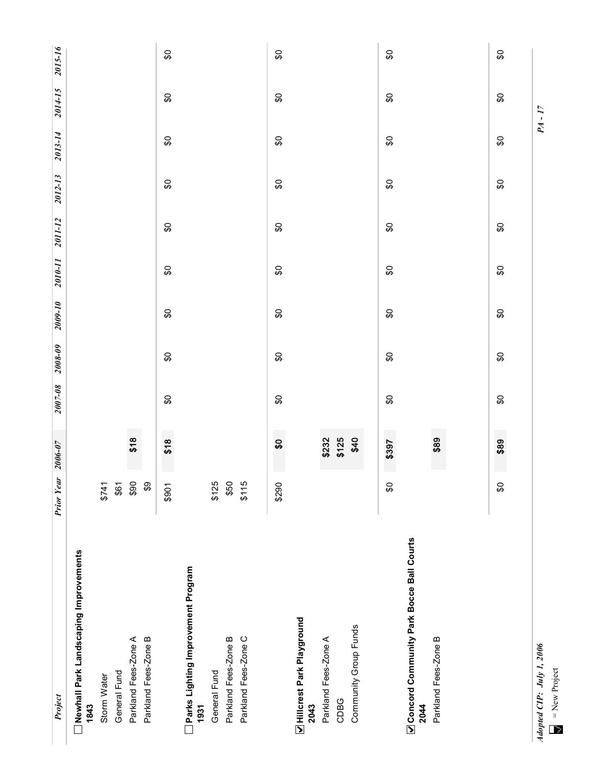| Project | Prior Year | 2006-07 | 2007-08 | 2008-09 | 2009-10 | 2010-11 | 2011-12 | 2012-13 | 2013-14 | 2014-15 | 2015-16 |
|---|---|---|---|---|---|---|---|---|---|---|---|
| ☐ **Newhall Park Landscaping Improvements** **1843** | | | | | | | | | | | |
| Storm Water | $741 | | | | | | | | | | |
| General Fund | $61 | | | | | | | | | | |
| Parkland Fees-Zone A | $90 | $18 | | | | | | | | | |
| Parkland Fees-Zone B | $9 | | | | | | | | | | |
| | $901 | $18 | $0 | $0 | $0 | $0 | $0 | $0 | $0 | $0 | $0 |
| ☐ **Parks Lighting Improvement Program** **1931** | | | | | | | | | | | |
| General Fund | $125 | | | | | | | | | | |
| Parkland Fees-Zone B | $50 | | | | | | | | | | |
| Parkland Fees-Zone C | $115 | | | | | | | | | | |
| | $290 | $0 | $0 | $0 | $0 | $0 | $0 | $0 | $0 | $0 | $0 |
| ☑ **Hillcrest Park Playground** **2043** | | | | | | | | | | | |
| Parkland Fees-Zone A | | $232 | | | | | | | | | |
| CDBG | | $125 | | | | | | | | | |
| Community Group Funds | | $40 | | | | | | | | | |
| | $0 | $397 | $0 | $0 | $0 | $0 | $0 | $0 | $0 | $0 | $0 |
| ☑ **Concord Community Park Bocce Ball Courts** **2044** | | | | | | | | | | | |
| Parkland Fees-Zone B | | $89 | | | | | | | | | |
| | $0 | $89 | $0 | $0 | $0 | $0 | $0 | $0 | $0 | $0 | $0 |

*Adopted CIP: July 1, 2006*

☑ = New Project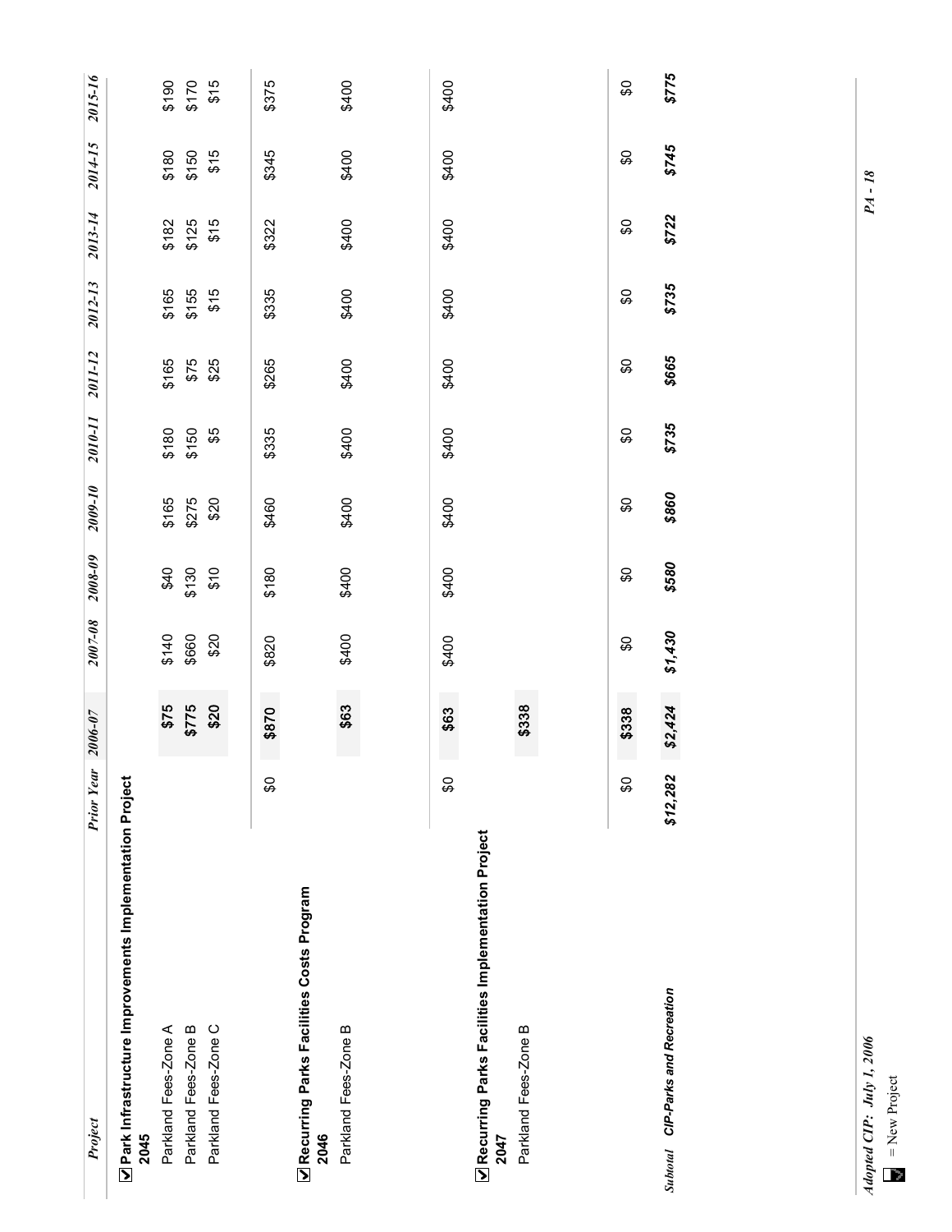| Project | Prior Year | 2006-07 | 2007-08 | 2008-09 | 2009-10 | 2010-11 | 2011-12 | 2012-13 | 2013-14 | 2014-15 | 2015-16 |
|---|---|---|---|---|---|---|---|---|---|---|---|
| **Park Infrastructure Improvements Implementation Project 2045** | | | | | | | | | | | |
| Parkland Fees-Zone A | | **$75** | $140 | $40 | $165 | $180 | $165 | $165 | $182 | $180 | $190 |
| Parkland Fees-Zone B | | **$775** | $660 | $130 | $275 | $150 | $75 | $155 | $125 | $150 | $170 |
| Parkland Fees-Zone C | | **$20** | $20 | $10 | $20 | $5 | $25 | $15 | $15 | $15 | $15 |
| | $0 | **$870** | $820 | $180 | $460 | $335 | $265 | $335 | $322 | $345 | $375 |
| **Recurring Parks Facilities Costs Program 2046** | | | | | | | | | | | |
| Parkland Fees-Zone B | | **$63** | $400 | $400 | $400 | $400 | $400 | $400 | $400 | $400 | $400 |
| | $0 | **$63** | $400 | $400 | $400 | $400 | $400 | $400 | $400 | $400 | $400 |
| **Recurring Parks Facilities Implementation Project 2047** | | | | | | | | | | | |
| Parkland Fees-Zone B | | **$338** | | | | | | | | | |
| | $0 | **$338** | $0 | $0 | $0 | $0 | $0 | $0 | $0 | $0 | $0 |
| *Subtotal* ***CIP-Parks and Recreation*** | ***$12,282*** | ***$2,424*** | ***$1,430*** | ***$580*** | ***$860*** | ***$735*** | ***$665*** | ***$735*** | ***$722*** | ***$745*** | ***$775*** |

*Adopted CIP: July 1, 2006*

☑ = New Project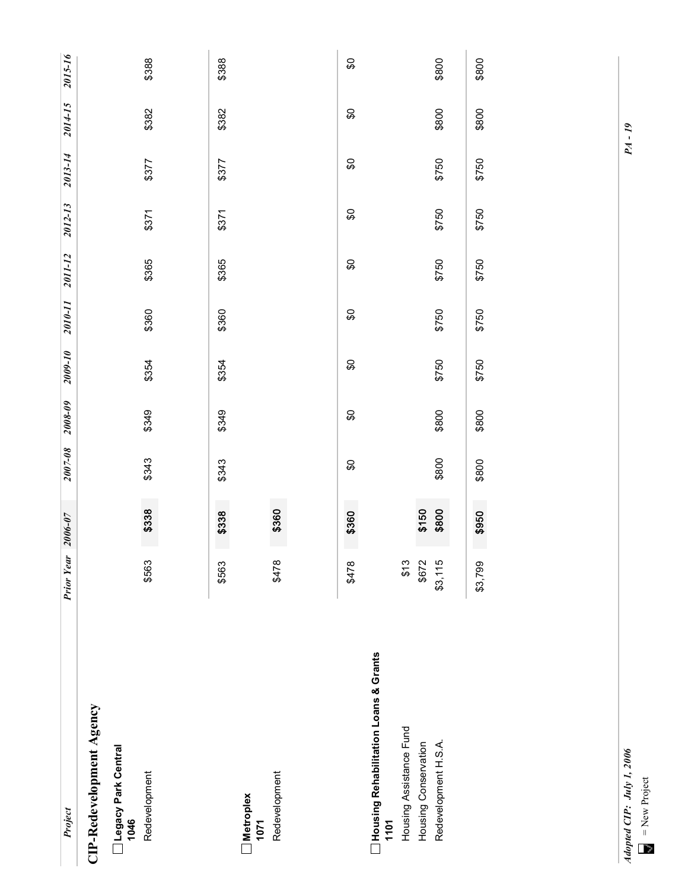| Project | Prior Year | 2006-07 | 2007-08 | 2008-09 | 2009-10 | 2010-11 | 2011-12 | 2012-13 | 2013-14 | 2014-15 | 2015-16 |
|---|---|---|---|---|---|---|---|---|---|---|---|
| **CIP-Redevelopment Agency** | | | | | | | | | | | |
| **Legacy Park Central** **1046** | | | | | | | | | | | |
| Redevelopment | $563 | **$338** | $343 | $349 | $354 | $360 | $365 | $371 | $377 | $382 | $388 |
| | $563 | **$338** | $343 | $349 | $354 | $360 | $365 | $371 | $377 | $382 | $388 |
| **Metroplex** **1071** | | | | | | | | | | | |
| Redevelopment | $478 | **$360** | | | | | | | | | |
| | $478 | **$360** | $0 | $0 | $0 | $0 | $0 | $0 | $0 | $0 | $0 |
| **Housing Rehabilitation Loans & Grants** **1101** | | | | | | | | | | | |
| Housing Assistance Fund | $13 | | | | | | | | | | |
| Housing Conservation | $672 | **$150** | | | | | | | | | |
| Redevelopment H.S.A. | $3,115 | **$800** | $800 | $800 | $750 | $750 | $750 | $750 | $750 | $800 | $800 |
| | $3,799 | **$950** | $800 | $800 | $750 | $750 | $750 | $750 | $750 | $800 | $800 |

*Adopted CIP: July 1, 2006*

= New Project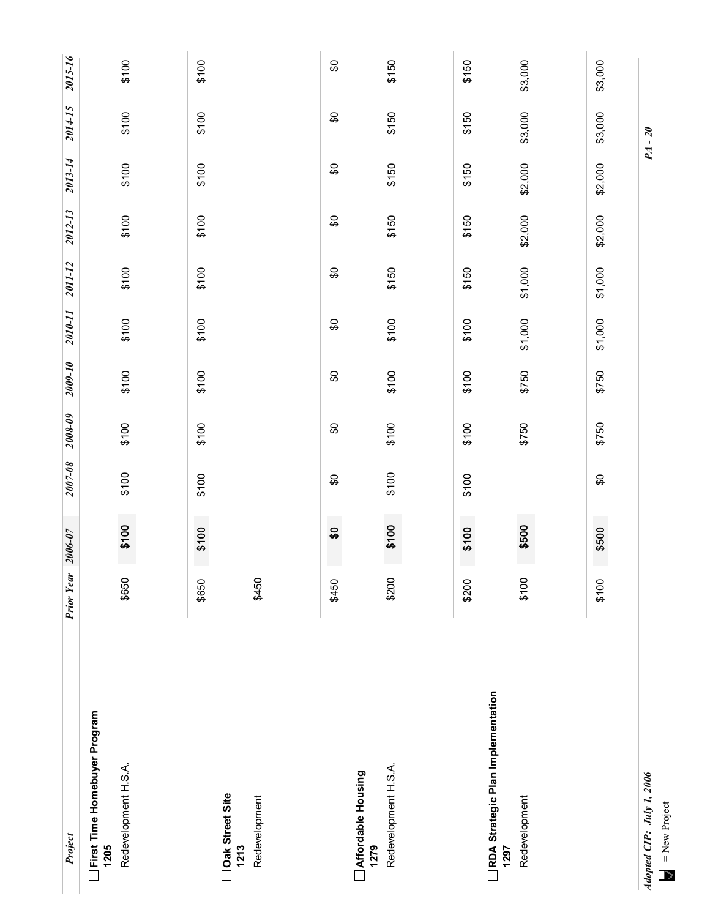| Project | Prior Year | 2006-07 | 2007-08 | 2008-09 | 2009-10 | 2010-11 | 2011-12 | 2012-13 | 2013-14 | 2014-15 | 2015-16 |
|---|---|---|---|---|---|---|---|---|---|---|---|
| **First Time Homebuyer Program** **1205** | | | | | | | | | | | |
| Redevelopment H.S.A. | $650 | **$100** | $100 | $100 | $100 | $100 | $100 | $100 | $100 | $100 | $100 |
| | $650 | **$100** | $100 | $100 | $100 | $100 | $100 | $100 | $100 | $100 | $100 |
| **Oak Street Site** **1213** | | | | | | | | | | | |
| Redevelopment | $450 | | | | | | | | | | |
| | $450 | **$0** | $0 | $0 | $0 | $0 | $0 | $0 | $0 | $0 | $0 |
| **Affordable Housing** **1279** | | | | | | | | | | | |
| Redevelopment H.S.A. | $200 | **$100** | $100 | $100 | $100 | $100 | $150 | $150 | $150 | $150 | $150 |
| | $200 | **$100** | $100 | $100 | $100 | $100 | $150 | $150 | $150 | $150 | $150 |
| **RDA Strategic Plan Implementation** **1297** | | | | | | | | | | | |
| Redevelopment | $100 | **$500** | | $750 | $750 | $1,000 | $1,000 | $2,000 | $2,000 | $3,000 | $3,000 |
| | $100 | **$500** | $0 | $750 | $750 | $1,000 | $1,000 | $2,000 | $2,000 | $3,000 | $3,000 |

= New Project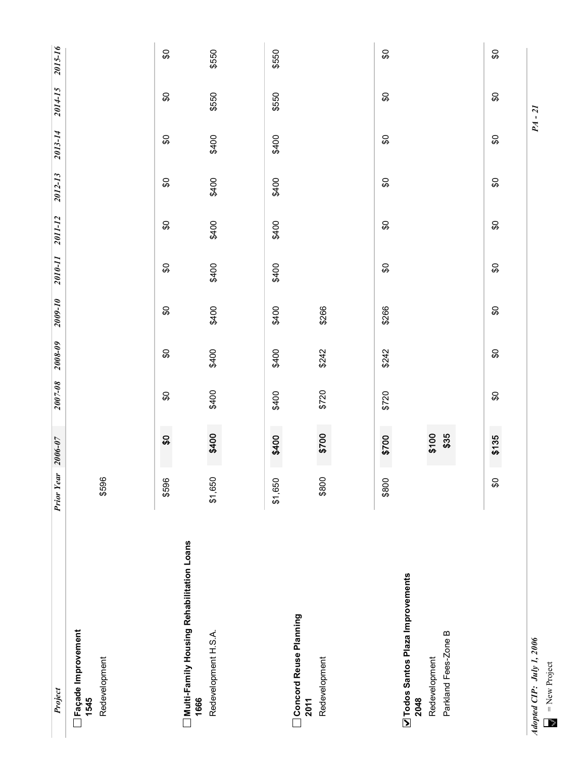| Project | Prior Year | 2006-07 | 2007-08 | 2008-09 | 2009-10 | 2010-11 | 2011-12 | 2012-13 | 2013-14 | 2014-15 | 2015-16 |
|---|---|---|---|---|---|---|---|---|---|---|---|
| ☐ **Façade Improvement** **1545** | | | | | | | | | | | |
| Redevelopment | $596 | | | | | | | | | | |
| | $596 | **$0** | $0 | $0 | $0 | $0 | $0 | $0 | $0 | $0 | $0 |
| ☐ **Multi-Family Housing Rehabilitation Loans** **1666** | | | | | | | | | | | |
| Redevelopment H.S.A. | $1,650 | **$400** | $400 | $400 | $400 | $400 | $400 | $400 | $400 | $550 | $550 |
| | $1,650 | **$400** | $400 | $400 | $400 | $400 | $400 | $400 | $400 | $550 | $550 |
| ☐ **Concord Reuse Planning** **2011** | | | | | | | | | | | |
| Redevelopment | $800 | **$700** | $720 | $242 | $266 | | | | | | |
| | $800 | **$700** | $720 | $242 | $266 | $0 | $0 | $0 | $0 | $0 | $0 |
| ☑ **Todos Santos Plaza Improvements** **2048** | | | | | | | | | | | |
| Redevelopment | | **$100** | | | | | | | | | |
| Parkland Fees-Zone B | | **$35** | | | | | | | | | |
| | $0 | **$135** | $0 | $0 | $0 | $0 | $0 | $0 | $0 | $0 | $0 |

*Adopted CIP: July 1, 2006*

☑ = New Project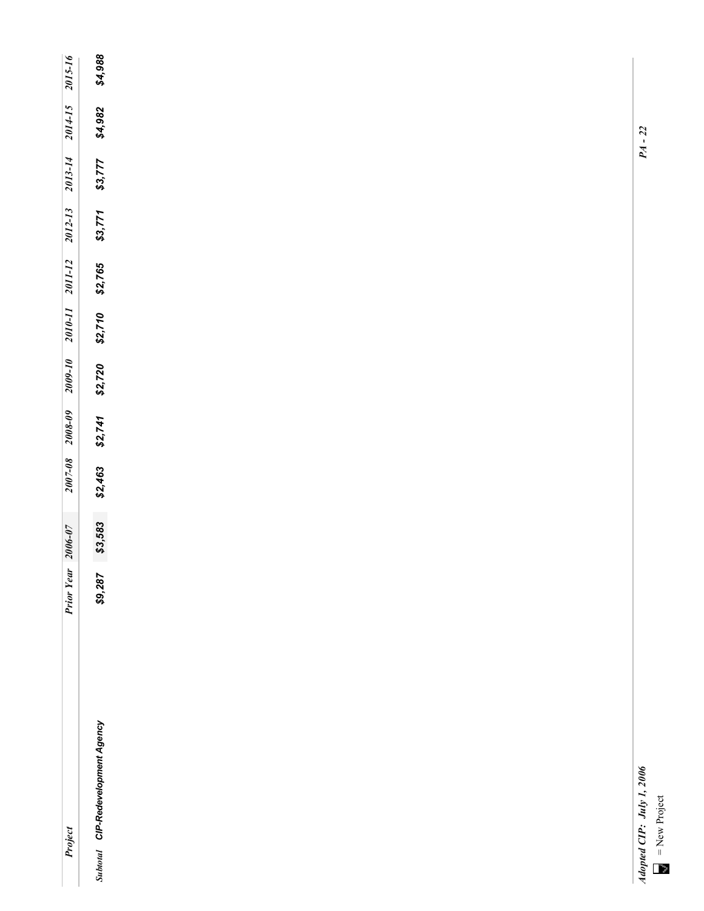| Project | Prior Year | 2006-07 | 2007-08 | 2008-09 | 2009-10 | 2010-11 | 2011-12 | 2012-13 | 2013-14 | 2014-15 | 2015-16 |
|---|---|---|---|---|---|---|---|---|---|---|---|
| *Subtotal* ***CIP-Redevelopment Agency*** | ***$9,287*** | ***$3,583*** | ***$2,463*** | ***$2,741*** | ***$2,720*** | ***$2,710*** | ***$2,765*** | ***$3,771*** | ***$3,777*** | ***$4,982*** | ***$4,988*** |

***Adopted CIP: July 1, 2006***

= New Project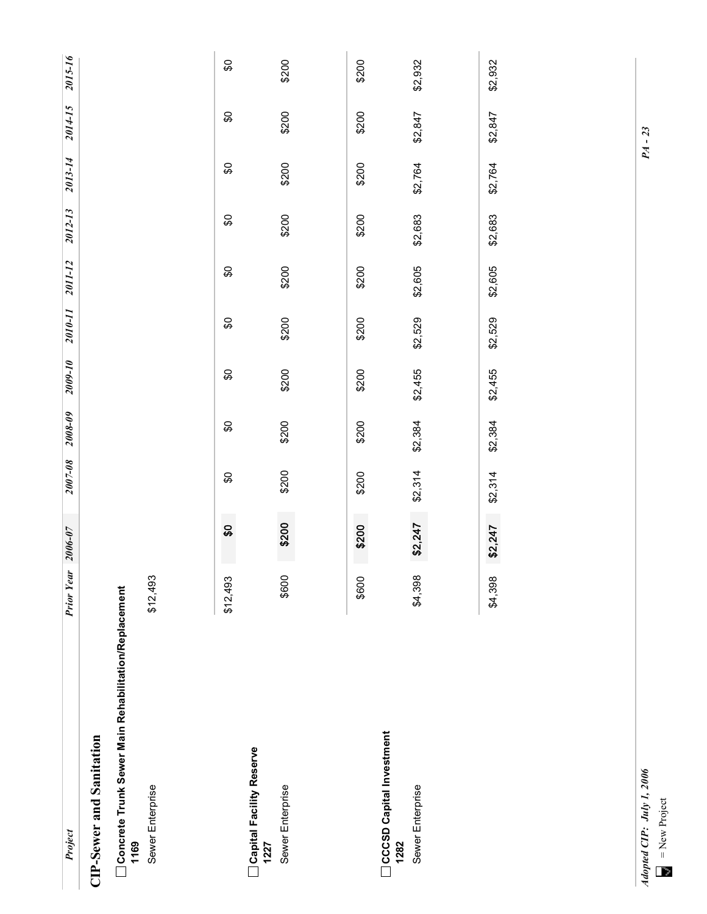| Project | Prior Year | 2006-07 | 2007-08 | 2008-09 | 2009-10 | 2010-11 | 2011-12 | 2012-13 | 2013-14 | 2014-15 | 2015-16 |
|---|---|---|---|---|---|---|---|---|---|---|---|
| **CIP-Sewer and Sanitation** | | | | | | | | | | | |
| **Concrete Trunk Sewer Main Rehabilitation/Replacement 1169** | | | | | | | | | | | |
| Sewer Enterprise | $12,493 | | | | | | | | | | |
| | $12,493 | **$0** | $0 | $0 | $0 | $0 | $0 | $0 | $0 | $0 | $0 |
| **Capital Facility Reserve 1227** | | | | | | | | | | | |
| Sewer Enterprise | $600 | **$200** | $200 | $200 | $200 | $200 | $200 | $200 | $200 | $200 | $200 |
| | $600 | **$200** | $200 | $200 | $200 | $200 | $200 | $200 | $200 | $200 | $200 |
| **CCCSD Capital Investment 1282** | | | | | | | | | | | |
| Sewer Enterprise | $4,398 | **$2,247** | $2,314 | $2,384 | $2,455 | $2,529 | $2,605 | $2,683 | $2,764 | $2,847 | $2,932 |
| | $4,398 | **$2,247** | $2,314 | $2,384 | $2,455 | $2,529 | $2,605 | $2,683 | $2,764 | $2,847 | $2,932 |

*Adopted CIP: July 1, 2006*

= New Project

*PA - 23*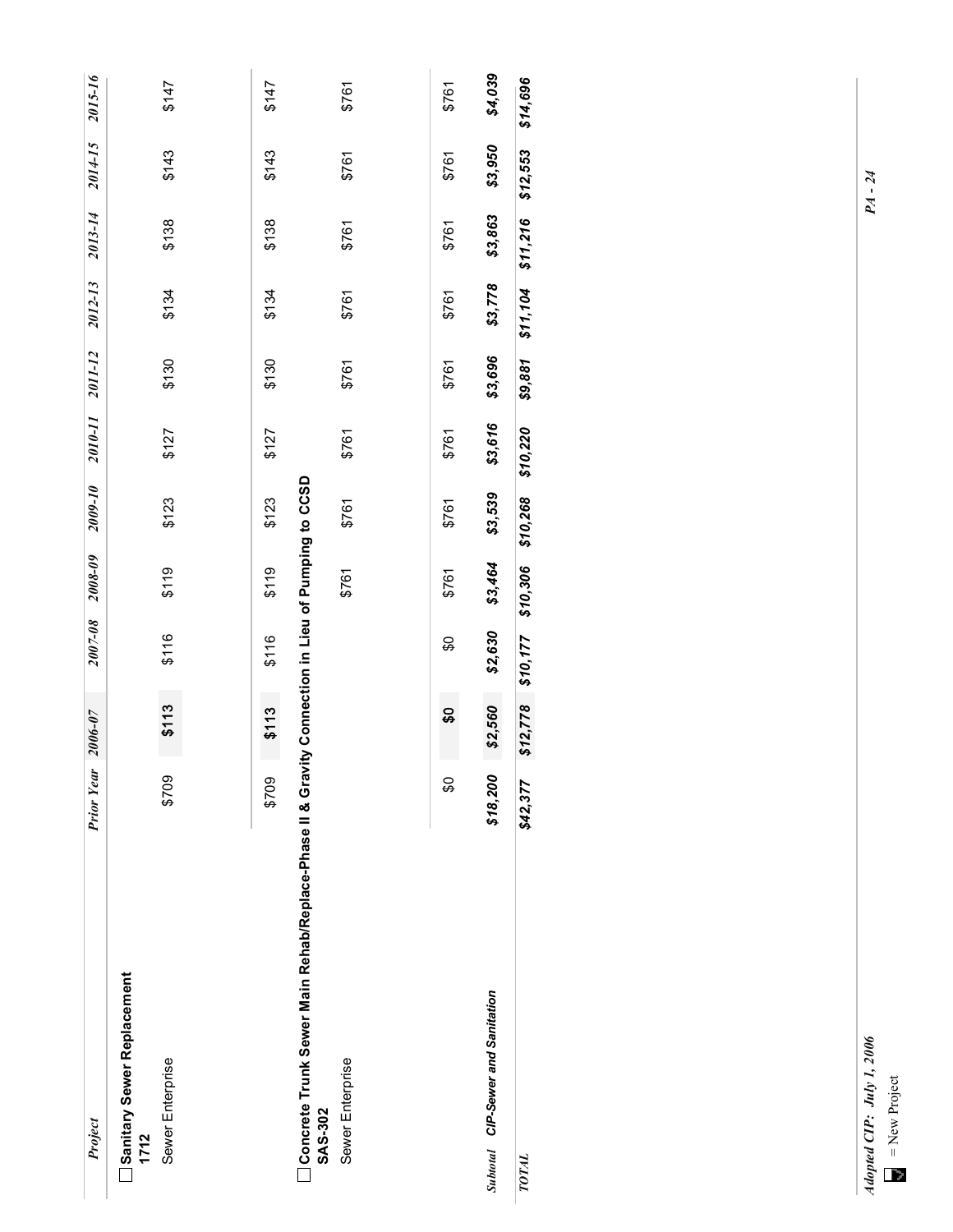| Project | Prior Year | 2006-07 | 2007-08 | 2008-09 | 2009-10 | 2010-11 | 2011-12 | 2012-13 | 2013-14 | 2014-15 | 2015-16 |
|---|---|---|---|---|---|---|---|---|---|---|---|
| **Sanitary Sewer Replacement** **1712** | | | | | | | | | | | |
| Sewer Enterprise | $709 | **$113** | $116 | $119 | $123 | $127 | $130 | $134 | $138 | $143 | $147 |
| | $709 | **$113** | $116 | $119 | $123 | $127 | $130 | $134 | $138 | $143 | $147 |
| **Concrete Trunk Sewer Main Rehab/Replace-Phase II & Gravity Connection in Lieu of Pumping to CCSD** **SAS-302** | | | | | | | | | | | |
| Sewer Enterprise | | | | $761 | $761 | $761 | $761 | $761 | $761 | $761 | $761 |
| | $0 | **$0** | $0 | $761 | $761 | $761 | $761 | $761 | $761 | $761 | $761 |
| *Subtotal* ***CIP-Sewer and Sanitation*** | ***$18,200*** | ***$2,560*** | ***$2,630*** | ***$3,464*** | ***$3,539*** | ***$3,616*** | ***$3,696*** | ***$3,778*** | ***$3,863*** | ***$3,950*** | ***$4,039*** |
| ***TOTAL*** | ***$42,377*** | ***$12,778*** | ***$10,177*** | ***$10,306*** | ***$10,268*** | ***$10,220*** | ***$9,881*** | ***$11,104*** | ***$11,216*** | ***$12,553*** | ***$14,696*** |

*Adopted CIP: July 1, 2006*

= New Project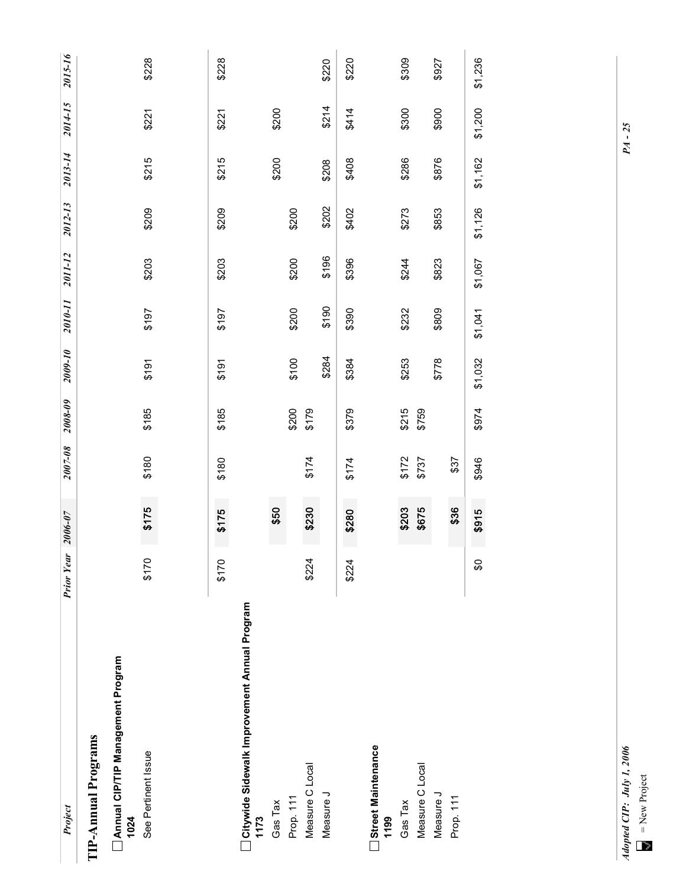# TIP-Annual Programs

| Project | Prior Year | 2006-07 | 2007-08 | 2008-09 | 2009-10 | 2010-11 | 2011-12 | 2012-13 | 2013-14 | 2014-15 | 2015-16 |
|---|---|---|---|---|---|---|---|---|---|---|---|
| **Annual CIP/TIP Management Program** **1024** | | | | | | | | | | | |
| See Pertinent Issue | $170 | **$175** | $180 | $185 | $191 | $197 | $203 | $209 | $215 | $221 | $228 |
| | $170 | **$175** | $180 | $185 | $191 | $197 | $203 | $209 | $215 | $221 | $228 |
| **Citywide Sidewalk Improvement Annual Program** **1173** | | | | | | | | | | | |
| Gas Tax | | **$50** | | | | | | | | | |
| Prop. 111 | | | | $200 | $100 | $200 | $200 | $200 | $200 | $200 | |
| Measure C Local | $224 | **$230** | $174 | $179 | | | | | | | |
| Measure J | | | | | $284 | $190 | $196 | $202 | $208 | $214 | $220 |
| | $224 | **$280** | $174 | $379 | $384 | $390 | $396 | $402 | $408 | $414 | $220 |
| **Street Maintenance** **1199** | | | | | | | | | | | |
| Gas Tax | | **$203** | $172 | $215 | $253 | $232 | $244 | $273 | $286 | $300 | $309 |
| Measure C Local | | **$675** | $737 | $759 | | | | | | | |
| Measure J | | | | | $778 | $809 | $823 | $853 | $876 | $900 | $927 |
| Prop. 111 | | **$36** | $37 | | | | | | | | |
| | $0 | **$915** | $946 | $974 | $1,032 | $1,041 | $1,067 | $1,126 | $1,162 | $1,200 | $1,236 |

*Adopted CIP: July 1, 2006*

= New Project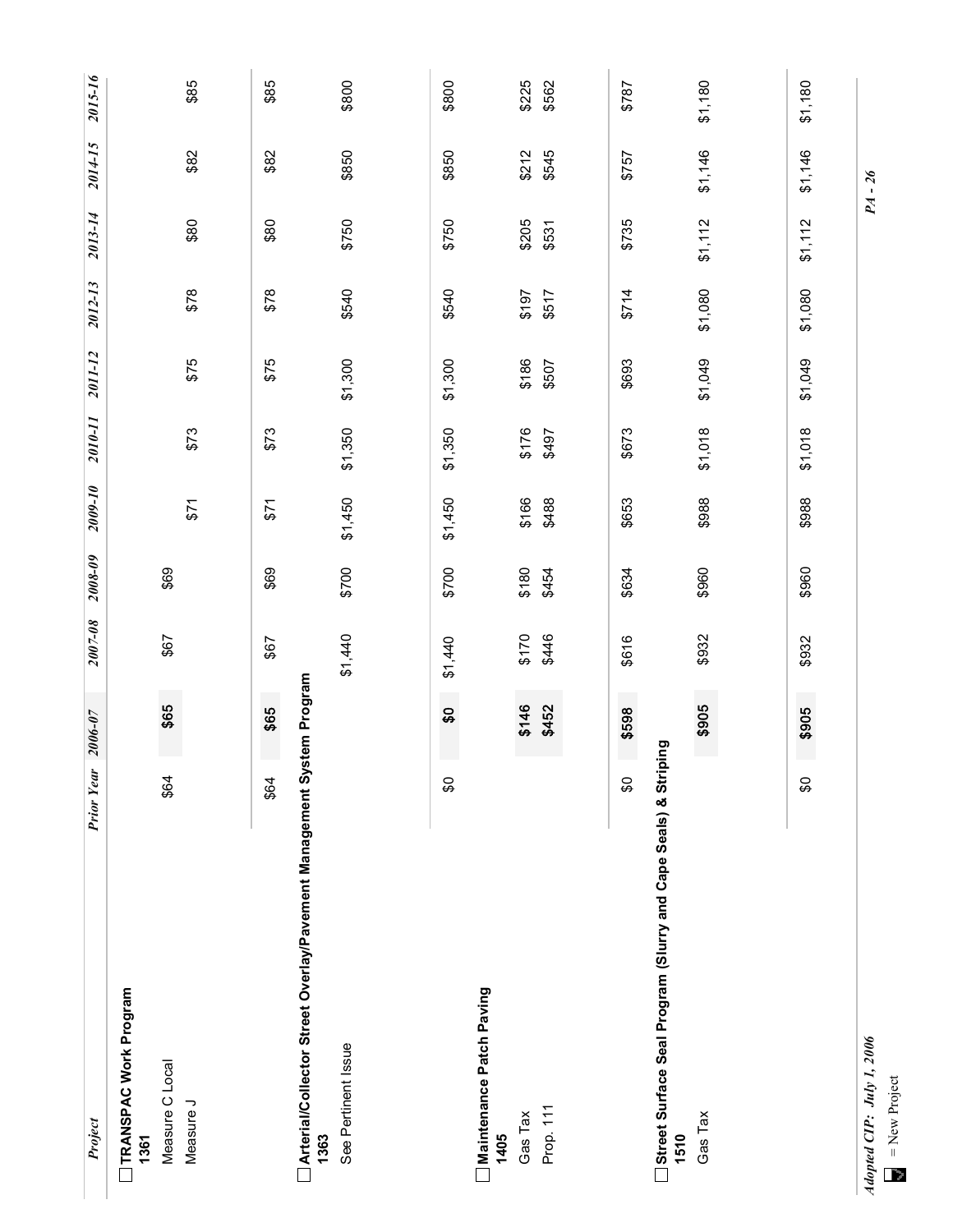| Project | Prior Year | 2006-07 | 2007-08 | 2008-09 | 2009-10 | 2010-11 | 2011-12 | 2012-13 | 2013-14 | 2014-15 | 2015-16 |
|---|---|---|---|---|---|---|---|---|---|---|---|
| **TRANSPAC Work Program** **1361** | | | | | | | | | | | |
| Measure C Local | $64 | **$65** | $67 | $69 | | | | | | | |
| Measure J | | | | | $71 | $73 | $75 | $78 | $80 | $82 | $85 |
| | $64 | **$65** | $67 | $69 | $71 | $73 | $75 | $78 | $80 | $82 | $85 |
| **Arterial/Collector Street Overlay/Pavement Management System Program** **1363** | | | | | | | | | | | |
| See Pertinent Issue | | | $1,440 | $700 | $1,450 | $1,350 | $1,300 | $540 | $750 | $850 | $800 |
| | $0 | **$0** | $1,440 | $700 | $1,450 | $1,350 | $1,300 | $540 | $750 | $850 | $800 |
| **Maintenance Patch Paving** **1405** | | | | | | | | | | | |
| Gas Tax | | **$146** | $170 | $180 | $166 | $176 | $186 | $197 | $205 | $212 | $225 |
| Prop. 111 | | **$452** | $446 | $454 | $488 | $497 | $507 | $517 | $531 | $545 | $562 |
| | $0 | **$598** | $616 | $634 | $653 | $673 | $693 | $714 | $735 | $757 | $787 |
| **Street Surface Seal Program (Slurry and Cape Seals) & Striping** **1510** | | | | | | | | | | | |
| Gas Tax | | **$905** | $932 | $960 | $988 | $1,018 | $1,049 | $1,080 | $1,112 | $1,146 | $1,180 |
| | $0 | **$905** | $932 | $960 | $988 | $1,018 | $1,049 | $1,080 | $1,112 | $1,146 | $1,180 |

*Adopted CIP: July 1, 2006*

= New Project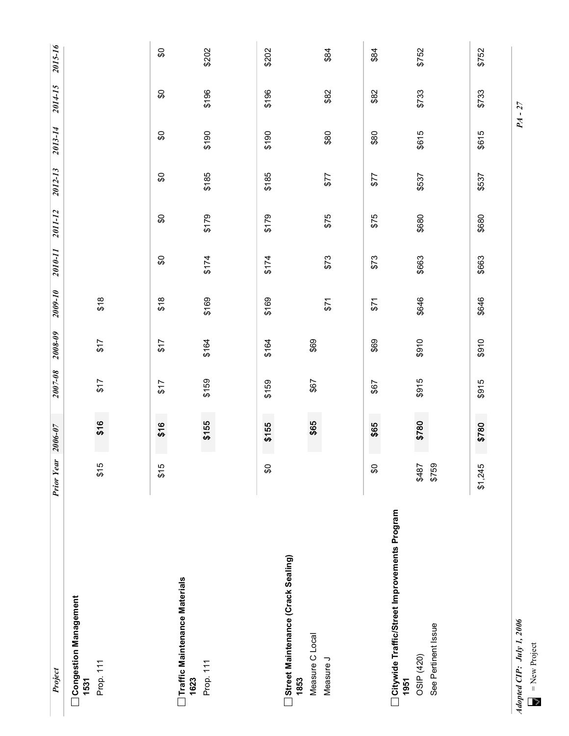| Project | Prior Year | 2006-07 | 2007-08 | 2008-09 | 2009-10 | 2010-11 | 2011-12 | 2012-13 | 2013-14 | 2014-15 | 2015-16 |
|---|---|---|---|---|---|---|---|---|---|---|---|
| **Congestion Management** **1531** | | | | | | | | | | | |
| Prop. 111 | $15 | **$16** | $17 | $17 | $18 | | | | | | |
| | $15 | **$16** | $17 | $17 | $18 | $0 | $0 | $0 | $0 | $0 | $0 |
| **Traffic Maintenance Materials** **1623** | | | | | | | | | | | |
| Prop. 111 | | **$155** | $159 | $164 | $169 | $174 | $179 | $185 | $190 | $196 | $202 |
| | $0 | **$155** | $159 | $164 | $169 | $174 | $179 | $185 | $190 | $196 | $202 |
| **Street Maintenance (Crack Sealing)** **1853** | | | | | | | | | | | |
| Measure C Local | | **$65** | $67 | $69 | | | | | | | |
| Measure J | | | | | $71 | $73 | $75 | $77 | $80 | $82 | $84 |
| | $0 | **$65** | $67 | $69 | $71 | $73 | $75 | $77 | $80 | $82 | $84 |
| **Citywide Traffic/Street Improvements Program** **1951** | | | | | | | | | | | |
| OSIP (420) | $487 | **$780** | $915 | $910 | $646 | $663 | $680 | $537 | $615 | $733 | $752 |
| See Pertinent Issue | $759 | | | | | | | | | | |
| | $1,245 | **$780** | $915 | $910 | $646 | $663 | $680 | $537 | $615 | $733 | $752 |

*Adopted CIP: July 1, 2006*

= New Project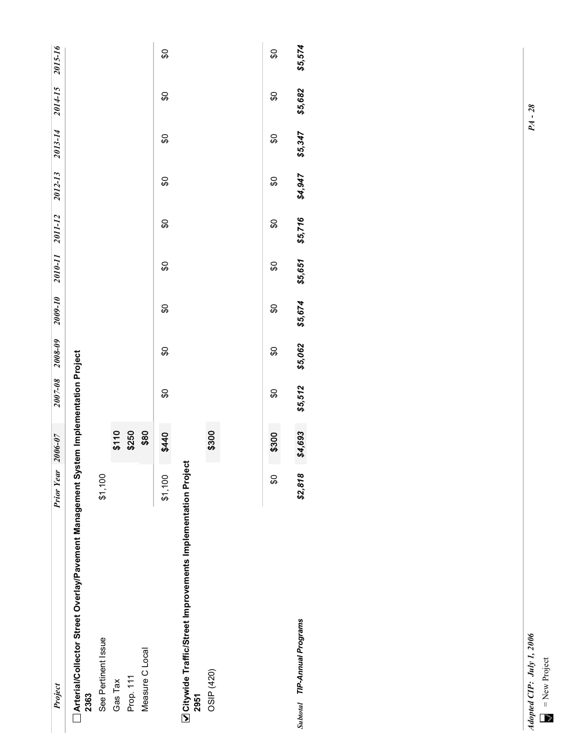| Project | Prior Year | 2006-07 | 2007-08 | 2008-09 | 2009-10 | 2010-11 | 2011-12 | 2012-13 | 2013-14 | 2014-15 | 2015-16 |
|---|---|---|---|---|---|---|---|---|---|---|---|
| ☐ **Arterial/Collector Street Overlay/Pavement Management System Implementation Project** | | | | | | | | | | | |
| **2363** | | | | | | | | | | | |
| See Pertinent Issue | $1,100 | | | | | | | | | | |
| Gas Tax | | $110 | | | | | | | | | |
| Prop. 111 | | $250 | | | | | | | | | |
| Measure C Local | | $80 | | | | | | | | | |
| | $1,100 | $440 | $0 | $0 | $0 | $0 | $0 | $0 | $0 | $0 | $0 |
| ☑ **Citywide Traffic/Street Improvements Implementation Project** | | | | | | | | | | | |
| **2951** | | | | | | | | | | | |
| OSIP (420) | | $300 | | | | | | | | | |
| | $0 | $300 | $0 | $0 | $0 | $0 | $0 | $0 | $0 | $0 | $0 |
| *Subtotal* ***TIP-Annual Programs*** | ***$2,818*** | ***$4,693*** | ***$5,512*** | ***$5,062*** | ***$5,674*** | ***$5,651*** | ***$5,716*** | ***$4,947*** | ***$5,347*** | ***$5,682*** | ***$5,574*** |

*Adopted CIP: July 1, 2006*

☑ = New Project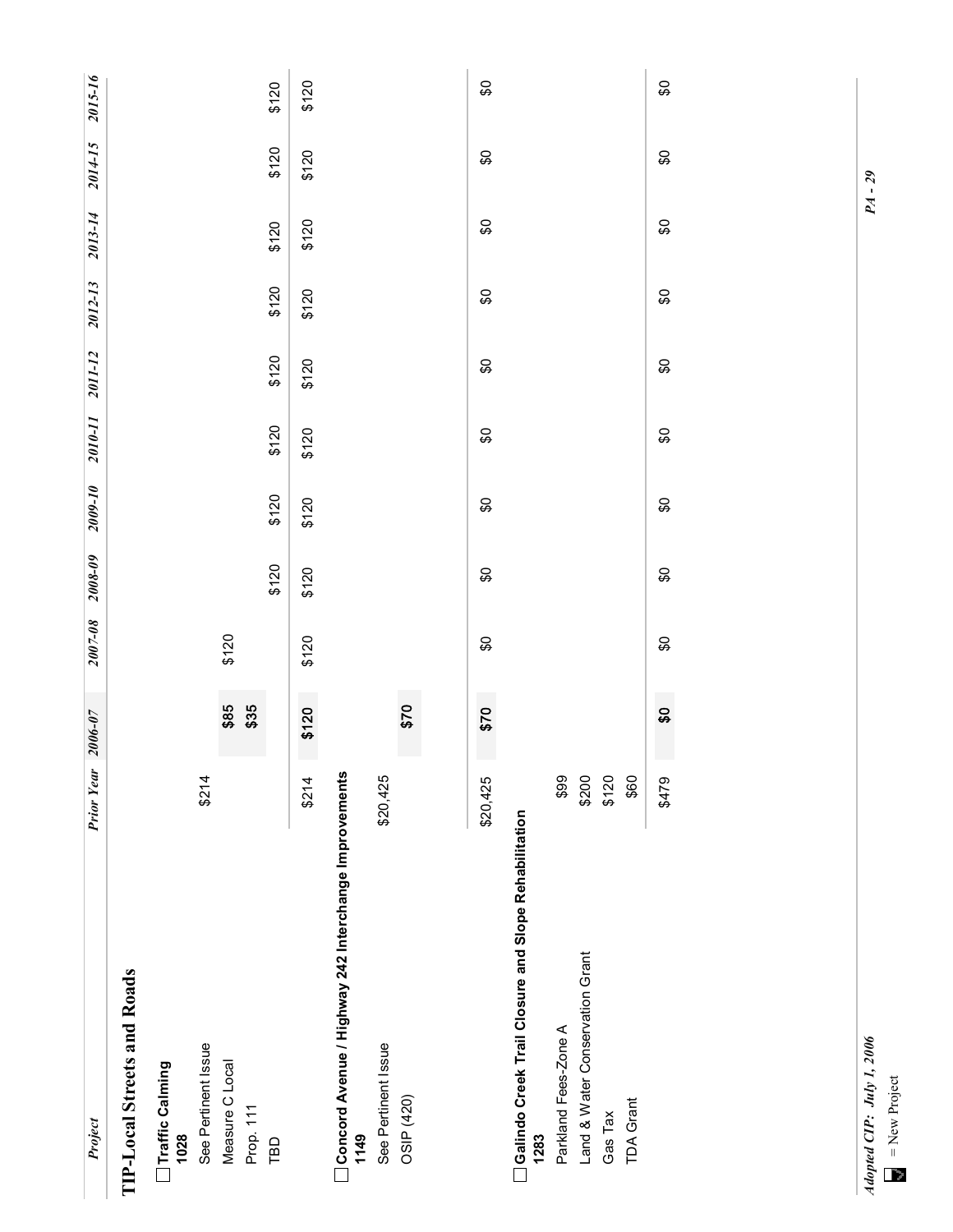| Project | Prior Year | 2006-07 | 2007-08 | 2008-09 | 2009-10 | 2010-11 | 2011-12 | 2012-13 | 2013-14 | 2014-15 | 2015-16 |
|---|---|---|---|---|---|---|---|---|---|---|---|
| **TIP-Local Streets and Roads** | | | | | | | | | | | |
| **Traffic Calming** **1028** | | | | | | | | | | | |
| See Pertinent Issue | $214 | | | | | | | | | | |
| Measure C Local | | **$85** | $120 | | | | | | | | |
| Prop. 111 | | **$35** | | | | | | | | | |
| TBD | | | | $120 | $120 | $120 | $120 | $120 | $120 | $120 | $120 |
| | $214 | **$120** | $120 | $120 | $120 | $120 | $120 | $120 | $120 | $120 | $120 |
| **Concord Avenue / Highway 242 Interchange Improvements** **1149** | | | | | | | | | | | |
| See Pertinent Issue | $20,425 | | | | | | | | | | |
| OSIP (420) | | **$70** | | | | | | | | | |
| | $20,425 | **$70** | $0 | $0 | $0 | $0 | $0 | $0 | $0 | $0 | $0 |
| **Galindo Creek Trail Closure and Slope Rehabilitation** **1283** | | | | | | | | | | | |
| Parkland Fees-Zone A | $99 | | | | | | | | | | |
| Land & Water Conservation Grant | $200 | | | | | | | | | | |
| Gas Tax | $120 | | | | | | | | | | |
| TDA Grant | $60 | | | | | | | | | | |
| | $479 | **$0** | $0 | $0 | $0 | $0 | $0 | $0 | $0 | $0 | $0 |

*Adopted CIP: July 1, 2006*

= New Project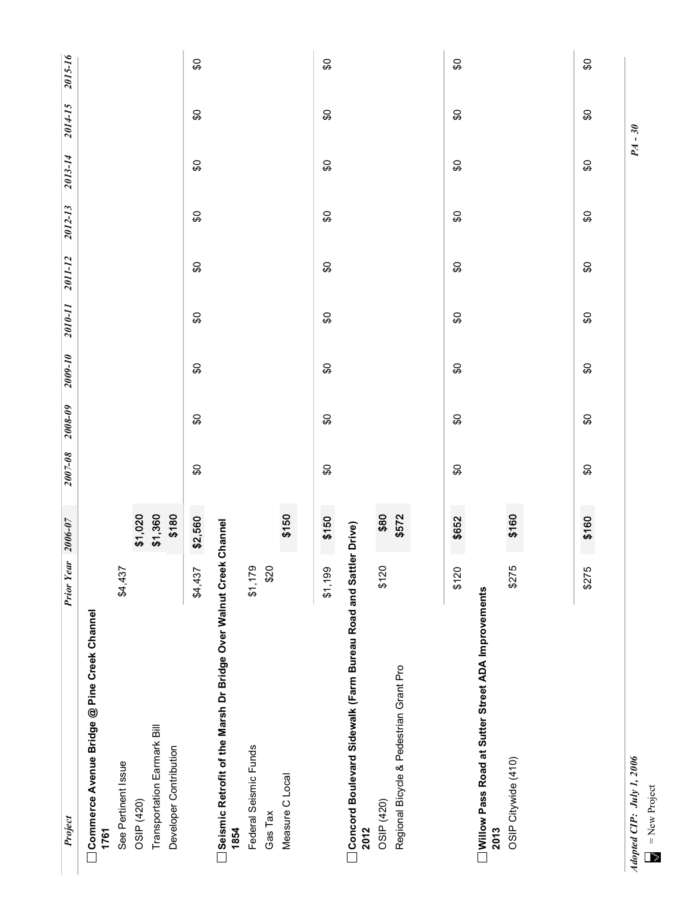| Project | Prior Year | 2006-07 | 2007-08 | 2008-09 | 2009-10 | 2010-11 | 2011-12 | 2012-13 | 2013-14 | 2014-15 | 2015-16 |
|---|---|---|---|---|---|---|---|---|---|---|---|
| **Commerce Avenue Bridge @ Pine Creek Channel** | | | | | | | | | | | |
| **1761** | | | | | | | | | | | |
| See Pertinent Issue | $4,437 | | | | | | | | | | |
| OSIP (420) | | $1,020 | | | | | | | | | |
| Transportation Earmark Bill | | $1,360 | | | | | | | | | |
| Developer Contribution | | $180 | | | | | | | | | |
| | $4,437 | $2,560 | $0 | $0 | $0 | $0 | $0 | $0 | $0 | $0 | $0 |
| **Seismic Retrofit of the Marsh Dr Bridge Over Walnut Creek Channel** | | | | | | | | | | | |
| **1854** | | | | | | | | | | | |
| Federal Seismic Funds | $1,179 | | | | | | | | | | |
| Gas Tax | $20 | | | | | | | | | | |
| Measure C Local | | $150 | | | | | | | | | |
| | $1,199 | $150 | $0 | $0 | $0 | $0 | $0 | $0 | $0 | $0 | $0 |
| **Concord Boulevard Sidewalk (Farm Bureau Road and Sattler Drive)** | | | | | | | | | | | |
| **2012** | | | | | | | | | | | |
| OSIP (420) | $120 | $80 | | | | | | | | | |
| Regional Bicycle & Pedestrian Grant Pro | | $572 | | | | | | | | | |
| | $120 | $652 | $0 | $0 | $0 | $0 | $0 | $0 | $0 | $0 | $0 |
| **Willow Pass Road at Sutter Street ADA Improvements** | | | | | | | | | | | |
| **2013** | | | | | | | | | | | |
| OSIP Citywide (410) | $275 | $160 | | | | | | | | | |
| | $275 | $160 | $0 | $0 | $0 | $0 | $0 | $0 | $0 | $0 | $0 |

*Adopted CIP: July 1, 2006*

= New Project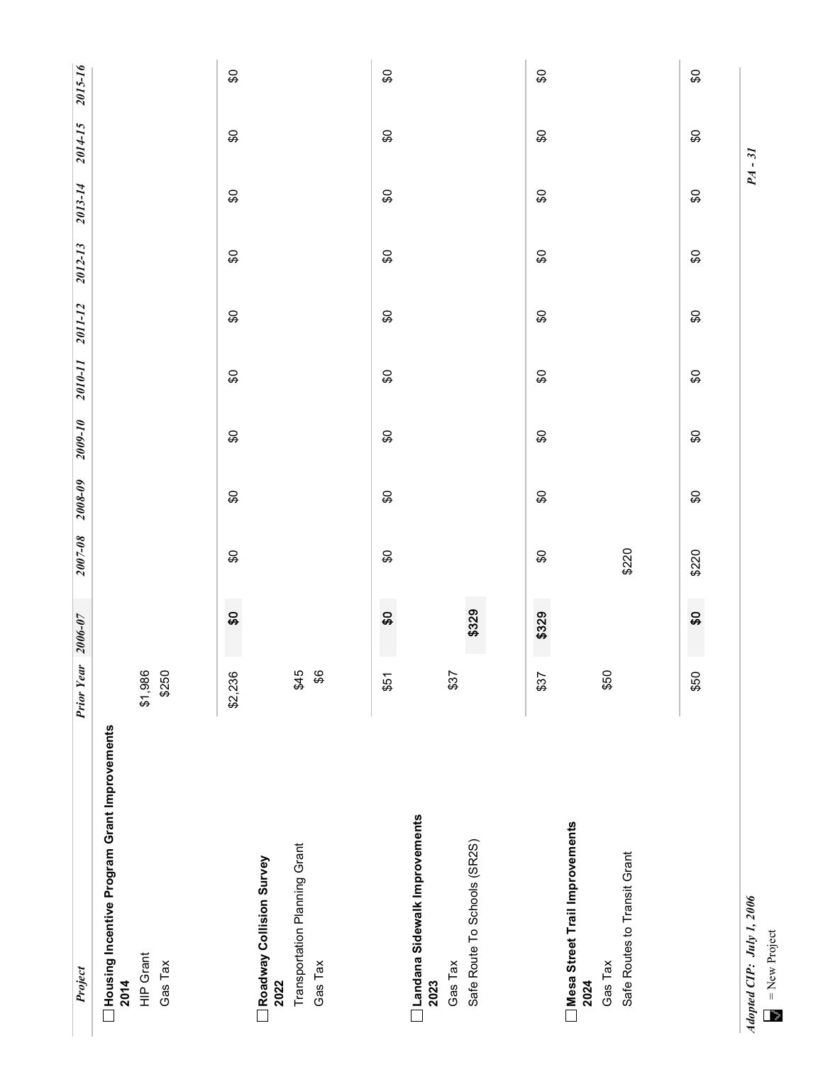| Project | Prior Year | 2006-07 | 2007-08 | 2008-09 | 2009-10 | 2010-11 | 2011-12 | 2012-13 | 2013-14 | 2014-15 | 2015-16 |
|---|---|---|---|---|---|---|---|---|---|---|---|
| **Housing Incentive Program Grant Improvements** **2014** | | | | | | | | | | | |
| HIP Grant | $1,986 | | | | | | | | | | |
| Gas Tax | $250 | | | | | | | | | | |
| | $2,236 | **$0** | $0 | $0 | $0 | $0 | $0 | $0 | $0 | $0 | $0 |
| **Roadway Collision Survey** **2022** | | | | | | | | | | | |
| Transportation Planning Grant | $45 | | | | | | | | | | |
| Gas Tax | $6 | | | | | | | | | | |
| | $51 | **$0** | $0 | $0 | $0 | $0 | $0 | $0 | $0 | $0 | $0 |
| **Landana Sidewalk Improvements** **2023** | | | | | | | | | | | |
| Gas Tax | $37 | | | | | | | | | | |
| Safe Route To Schools (SR2S) | | **$329** | | | | | | | | | |
| | $37 | **$329** | $0 | $0 | $0 | $0 | $0 | $0 | $0 | $0 | $0 |
| **Mesa Street Trail Improvements** **2024** | | | | | | | | | | | |
| Gas Tax | $50 | | | | | | | | | | |
| Safe Routes to Transit Grant | | | $220 | | | | | | | | |
| | $50 | **$0** | $220 | $0 | $0 | $0 | $0 | $0 | $0 | $0 | $0 |

*Adopted CIP: July 1, 2006*

☑ = New Project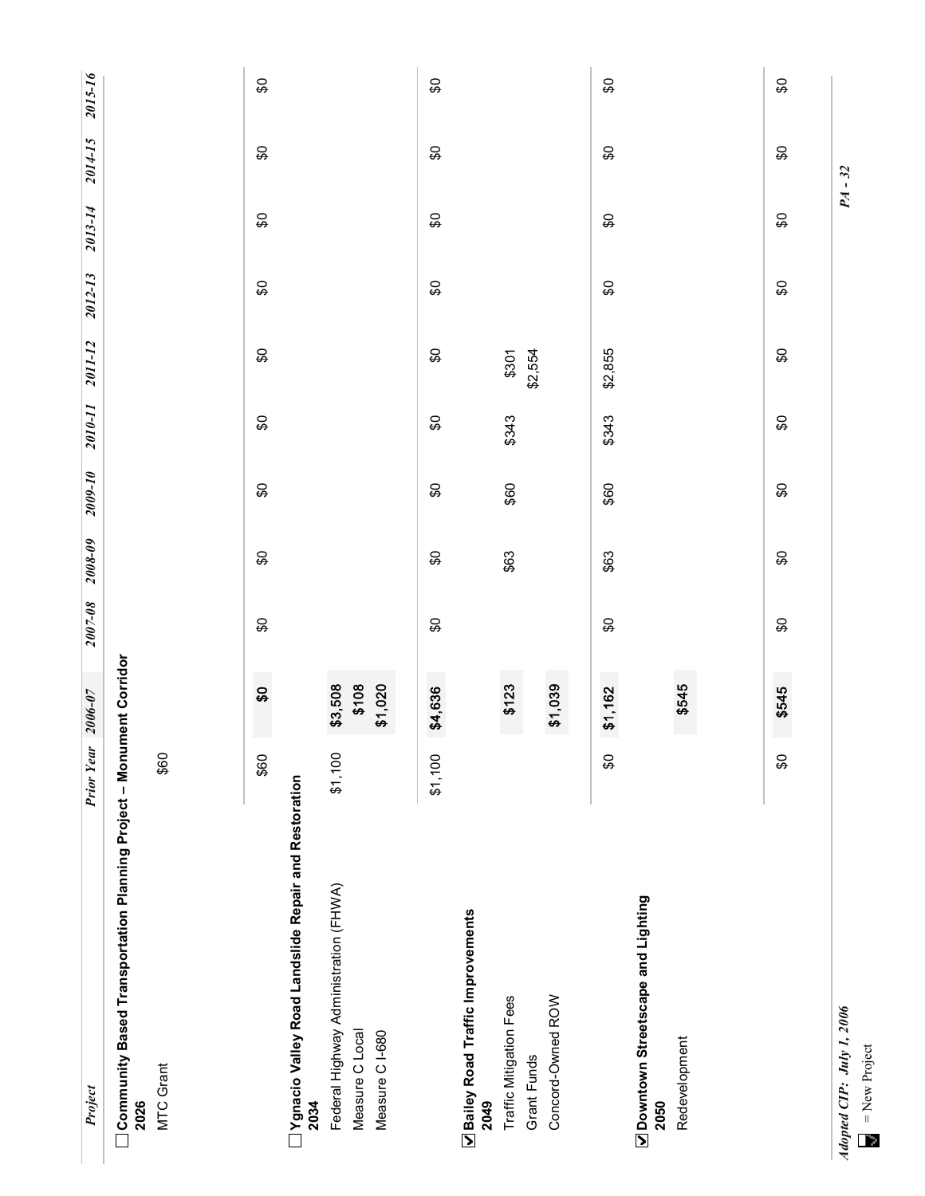| Project | Prior Year | 2006-07 | 2007-08 | 2008-09 | 2009-10 | 2010-11 | 2011-12 | 2012-13 | 2013-14 | 2014-15 | 2015-16 |
|---|---|---|---|---|---|---|---|---|---|---|---|
| ☐ **Community Based Transportation Planning Project – Monument Corridor 2026** | | | | | | | | | | | |
| MTC Grant | $60 | | | | | | | | | | |
| | $60 | **$0** | $0 | $0 | $0 | $0 | $0 | $0 | $0 | $0 | $0 |
| ☐ **Ygnacio Valley Road Landslide Repair and Restoration 2034** | | | | | | | | | | | |
| Federal Highway Administration (FHWA) | $1,100 | **$3,508** | | | | | | | | | |
| Measure C Local | | **$108** | | | | | | | | | |
| Measure C I-680 | | **$1,020** | | | | | | | | | |
| | $1,100 | **$4,636** | $0 | $0 | $0 | $0 | $0 | $0 | $0 | $0 | $0 |
| ☑ **Bailey Road Traffic Improvements 2049** | | | | | | | | | | | |
| Traffic Mitigation Fees | | **$123** | | $63 | $60 | $343 | $301 | | | | |
| Grant Funds | | | | | | | $2,554 | | | | |
| Concord-Owned ROW | | **$1,039** | | | | | | | | | |
| | $0 | **$1,162** | $0 | $63 | $60 | $343 | $2,855 | $0 | $0 | $0 | $0 |
| ☑ **Downtown Streetscape and Lighting 2050** | | | | | | | | | | | |
| Redevelopment | | **$545** | | | | | | | | | |
| | $0 | **$545** | $0 | $0 | $0 | $0 | $0 | $0 | $0 | $0 | $0 |

*Adopted CIP: July 1, 2006*

☑ = New Project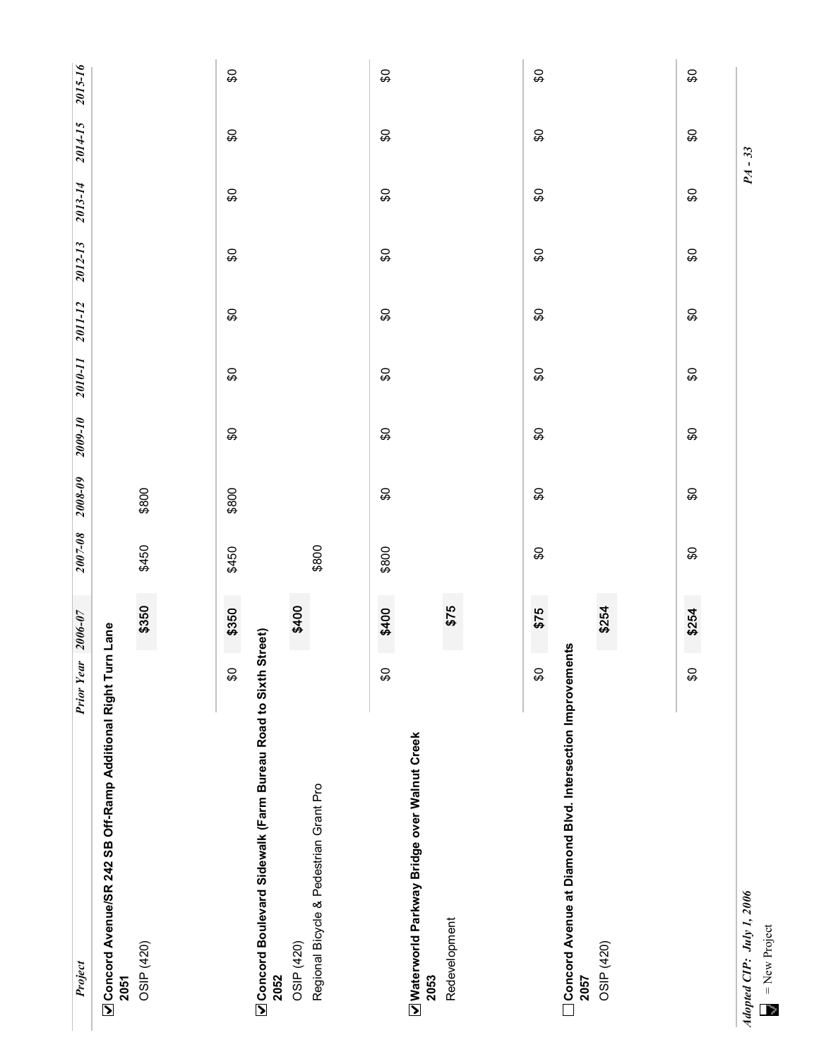| Project | Prior Year | 2006-07 | 2007-08 | 2008-09 | 2009-10 | 2010-11 | 2011-12 | 2012-13 | 2013-14 | 2014-15 | 2015-16 |
|---|---|---|---|---|---|---|---|---|---|---|---|
| ☑ **Concord Avenue/SR 242 SB Off-Ramp Additional Right Turn Lane** **2051** | | | | | | | | | | | |
| OSIP (420) | | $350 | $450 | $800 | | | | | | | |
| | $0 | $350 | $450 | $800 | $0 | $0 | $0 | $0 | $0 | $0 | $0 |
| ☑ **Concord Boulevard Sidewalk (Farm Bureau Road to Sixth Street)** **2052** | | | | | | | | | | | |
| OSIP (420) | | $400 | | | | | | | | | |
| Regional Bicycle & Pedestrian Grant Pro | | | $800 | | | | | | | | |
| | $0 | $400 | $800 | $0 | $0 | $0 | $0 | $0 | $0 | $0 | $0 |
| ☑ **Waterworld Parkway Bridge over Walnut Creek** **2053** | | | | | | | | | | | |
| Redevelopment | | $75 | | | | | | | | | |
| | $0 | $75 | $0 | $0 | $0 | $0 | $0 | $0 | $0 | $0 | $0 |
| ☐ **Concord Avenue at Diamond Blvd. Intersection Improvements** **2057** | | | | | | | | | | | |
| OSIP (420) | | $254 | | | | | | | | | |
| | $0 | $254 | $0 | $0 | $0 | $0 | $0 | $0 | $0 | $0 | $0 |

*Adopted CIP: July 1, 2006*

☑ = New Project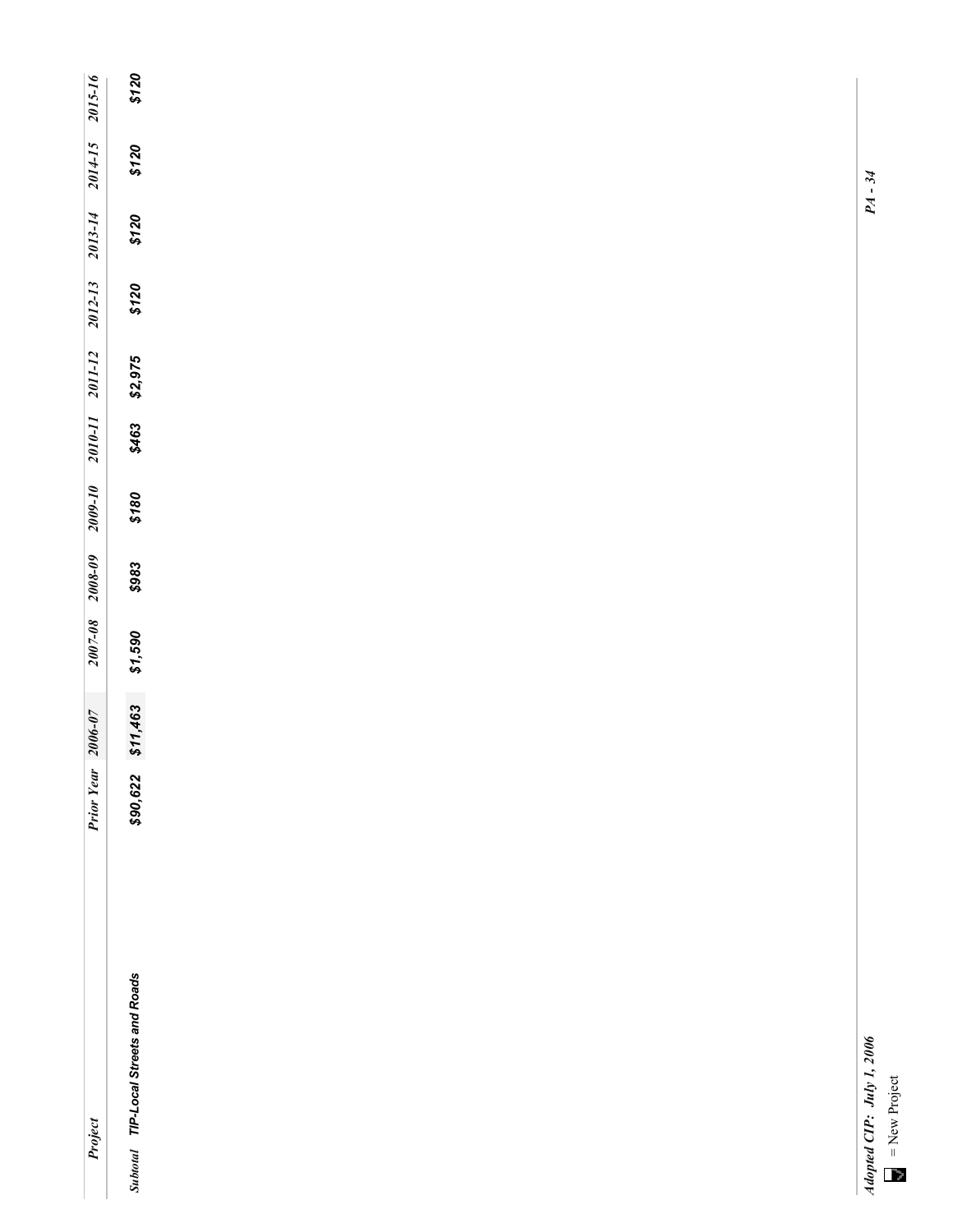| Project | Prior Year | 2006-07 | 2007-08 | 2008-09 | 2009-10 | 2010-11 | 2011-12 | 2012-13 | 2013-14 | 2014-15 | 2015-16 |
|---|---|---|---|---|---|---|---|---|---|---|---|
| *Subtotal* ***TIP-Local Streets and Roads*** | ***$90,622*** | ***$11,463*** | ***$1,590*** | ***$983*** | ***$180*** | ***$463*** | ***$2,975*** | ***$120*** | ***$120*** | ***$120*** | ***$120*** |

*Adopted CIP: July 1, 2006*

= New Project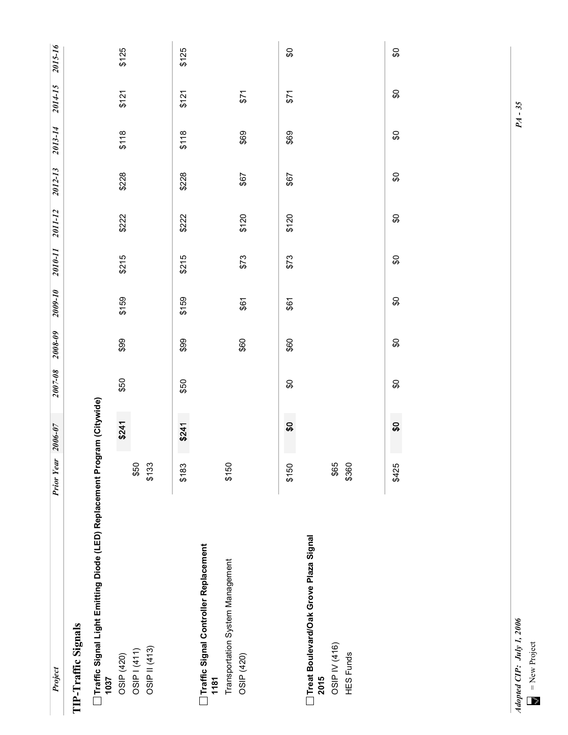| Project | Prior Year | 2006-07 | 2007-08 | 2008-09 | 2009-10 | 2010-11 | 2011-12 | 2012-13 | 2013-14 | 2014-15 | 2015-16 |
|---|---|---|---|---|---|---|---|---|---|---|---|
| **TIP-Traffic Signals** | | | | | | | | | | | |
| ☐ **Traffic Signal Light Emitting Diode (LED) Replacement Program (Citywide)** | | | | | | | | | | | |
| **1037** | | | | | | | | | | | |
| OSIP (420) | | **$241** | $50 | $99 | $159 | $215 | $222 | $228 | $118 | $121 | $125 |
| OSIP I (411) | $50 | | | | | | | | | | |
| OSIP II (413) | $133 | | | | | | | | | | |
| | $183 | **$241** | $50 | $99 | $159 | $215 | $222 | $228 | $118 | $121 | $125 |
| ☐ **Traffic Signal Controller Replacement** | | | | | | | | | | | |
| **1181** | | | | | | | | | | | |
| Transportation System Management | $150 | | | | | | | | | | |
| OSIP (420) | | | | $60 | $61 | $73 | $120 | $67 | $69 | $71 | |
| | $150 | **$0** | $0 | $60 | $61 | $73 | $120 | $67 | $69 | $71 | $0 |
| ☐ **Treat Boulevard/Oak Grove Plaza Signal** | | | | | | | | | | | |
| **2015** | | | | | | | | | | | |
| OSIP IV (416) | $65 | | | | | | | | | | |
| HES Funds | $360 | | | | | | | | | | |
| | $425 | **$0** | $0 | $0 | $0 | $0 | $0 | $0 | $0 | $0 | $0 |

*Adopted CIP: July 1, 2006*

☑ = New Project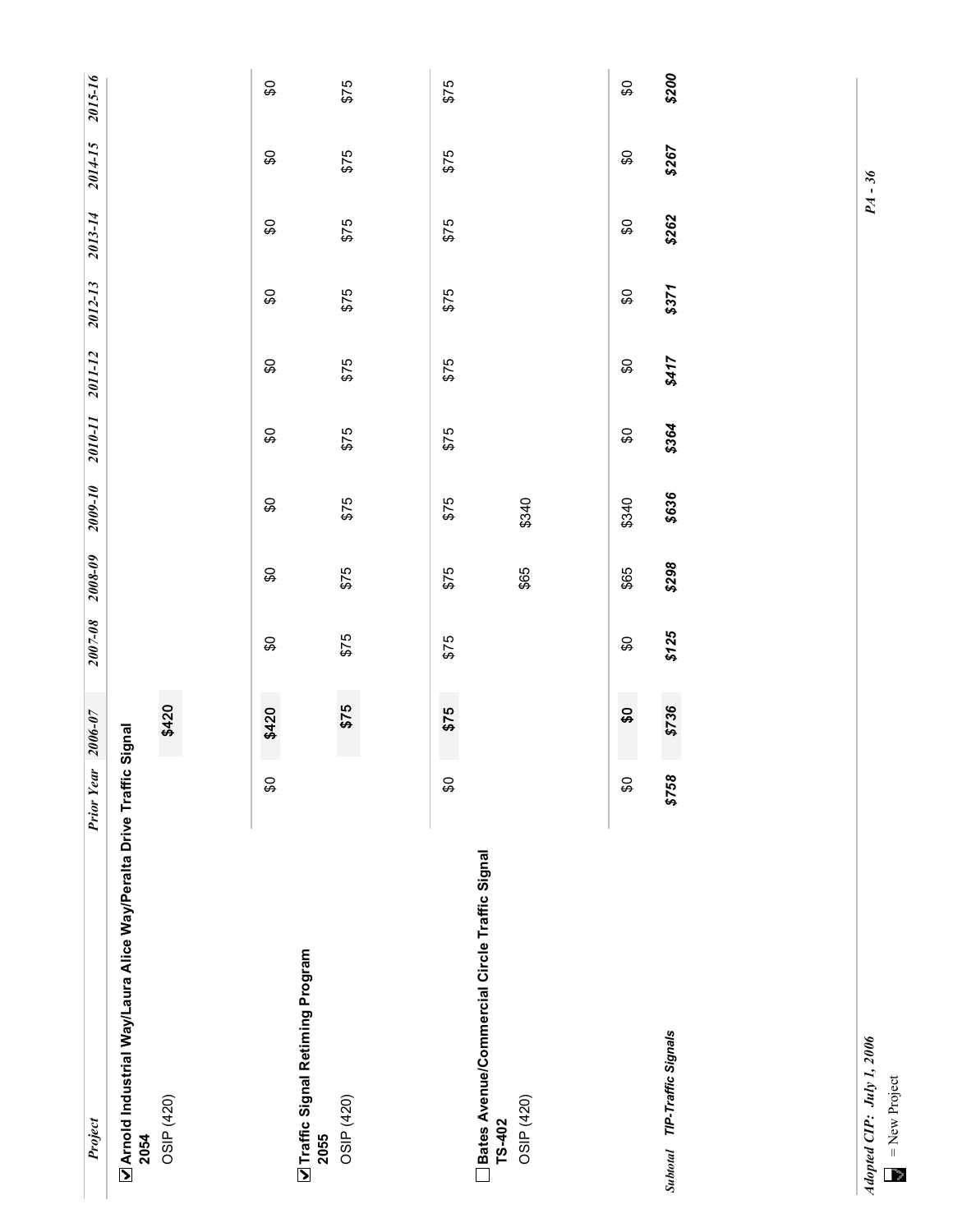| Project | Prior Year | 2006-07 | 2007-08 | 2008-09 | 2009-10 | 2010-11 | 2011-12 | 2012-13 | 2013-14 | 2014-15 | 2015-16 |
|---|---|---|---|---|---|---|---|---|---|---|---|
| ☑ **Arnold Industrial Way/Laura Alice Way/Peralta Drive Traffic Signal** | | | | | | | | | | | |
| **2054** | | | | | | | | | | | |
| OSIP (420) | | $420 | | | | | | | | | |
| | $0 | **$420** | $0 | $0 | $0 | $0 | $0 | $0 | $0 | $0 | $0 |
| ☑ **Traffic Signal Retiming Program** | | | | | | | | | | | |
| **2055** | | | | | | | | | | | |
| OSIP (420) | | $75 | $75 | $75 | $75 | $75 | $75 | $75 | $75 | $75 | $75 |
| | $0 | **$75** | $75 | $75 | $75 | $75 | $75 | $75 | $75 | $75 | $75 |
| ☐ **Bates Avenue/Commercial Circle Traffic Signal** | | | | | | | | | | | |
| **TS-402** | | | | | | | | | | | |
| OSIP (420) | | | | $65 | $340 | | | | | | |
| | $0 | **$0** | $0 | $65 | $340 | $0 | $0 | $0 | $0 | $0 | $0 |
| *Subtotal* ***TIP-Traffic Signals*** | ***$758*** | ***$736*** | ***$125*** | ***$298*** | ***$636*** | ***$364*** | ***$417*** | ***$371*** | ***$262*** | ***$267*** | ***$200*** |

*Adopted CIP: July 1, 2006*

☑ = New Project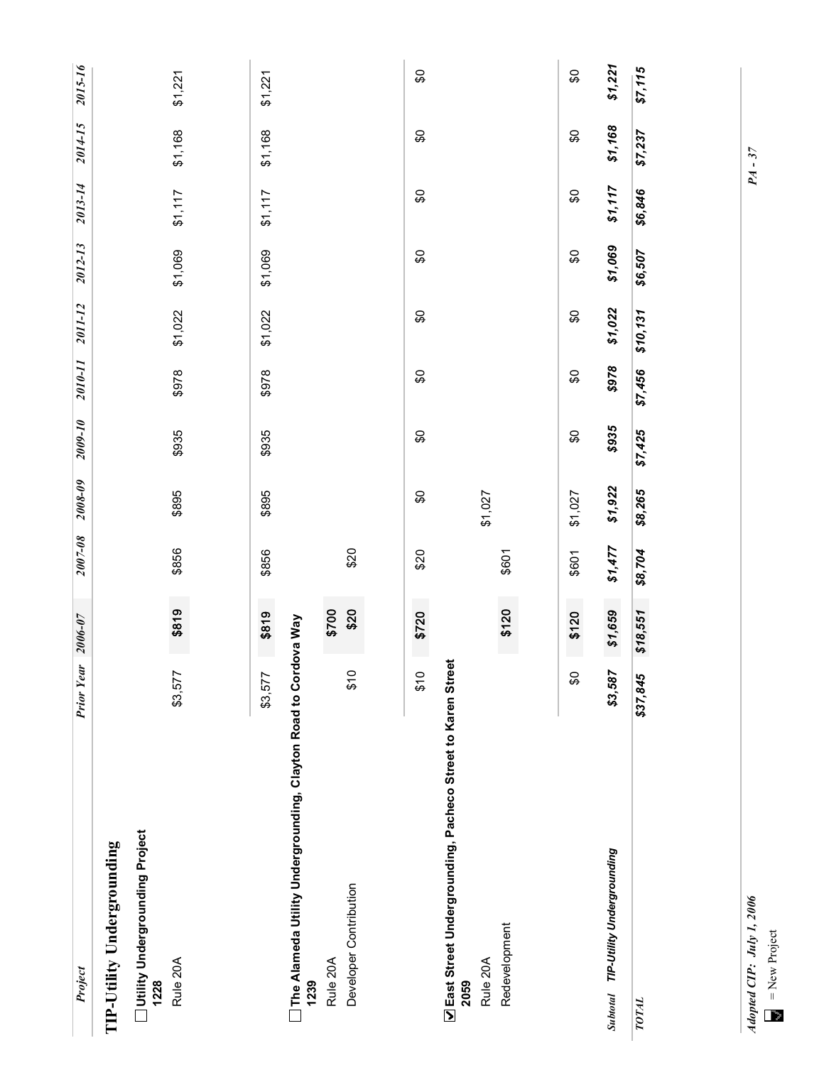| Project | Prior Year | 2006-07 | 2007-08 | 2008-09 | 2009-10 | 2010-11 | 2011-12 | 2012-13 | 2013-14 | 2014-15 | 2015-16 |
|---|---|---|---|---|---|---|---|---|---|---|---|
| **TIP-Utility Undergrounding** | | | | | | | | | | | |
| ☐ **Utility Undergrounding Project 1228** | | | | | | | | | | | |
| Rule 20A | $3,577 | **$819** | $856 | $895 | $935 | $978 | $1,022 | $1,069 | $1,117 | $1,168 | $1,221 |
| | $3,577 | **$819** | $856 | $895 | $935 | $978 | $1,022 | $1,069 | $1,117 | $1,168 | $1,221 |
| ☐ **The Alameda Utility Undergrounding, Clayton Road to Cordova Way 1239** | | | | | | | | | | | |
| Rule 20A | | **$700** | | | | | | | | | |
| Developer Contribution | $10 | **$20** | $20 | | | | | | | | |
| | $10 | **$720** | $20 | $0 | $0 | $0 | $0 | $0 | $0 | $0 | $0 |
| ☑ **East Street Undergrounding, Pacheco Street to Karen Street 2059** | | | | | | | | | | | |
| Rule 20A | | | | $1,027 | | | | | | | |
| Redevelopment | | **$120** | $601 | | | | | | | | |
| | $0 | **$120** | $601 | $1,027 | $0 | $0 | $0 | $0 | $0 | $0 | $0 |
| *Subtotal* ***TIP-Utility Undergrounding*** | ***$3,587*** | ***$1,659*** | ***$1,477*** | ***$1,922*** | ***$935*** | ***$978*** | ***$1,022*** | ***$1,069*** | ***$1,117*** | ***$1,168*** | ***$1,221*** |
| ***TOTAL*** | ***$37,845*** | ***$18,551*** | ***$8,704*** | ***$8,265*** | ***$7,425*** | ***$7,456*** | ***$10,131*** | ***$6,507*** | ***$6,846*** | ***$7,237*** | ***$7,115*** |

*Adopted CIP: July 1, 2006*

☑ = New Project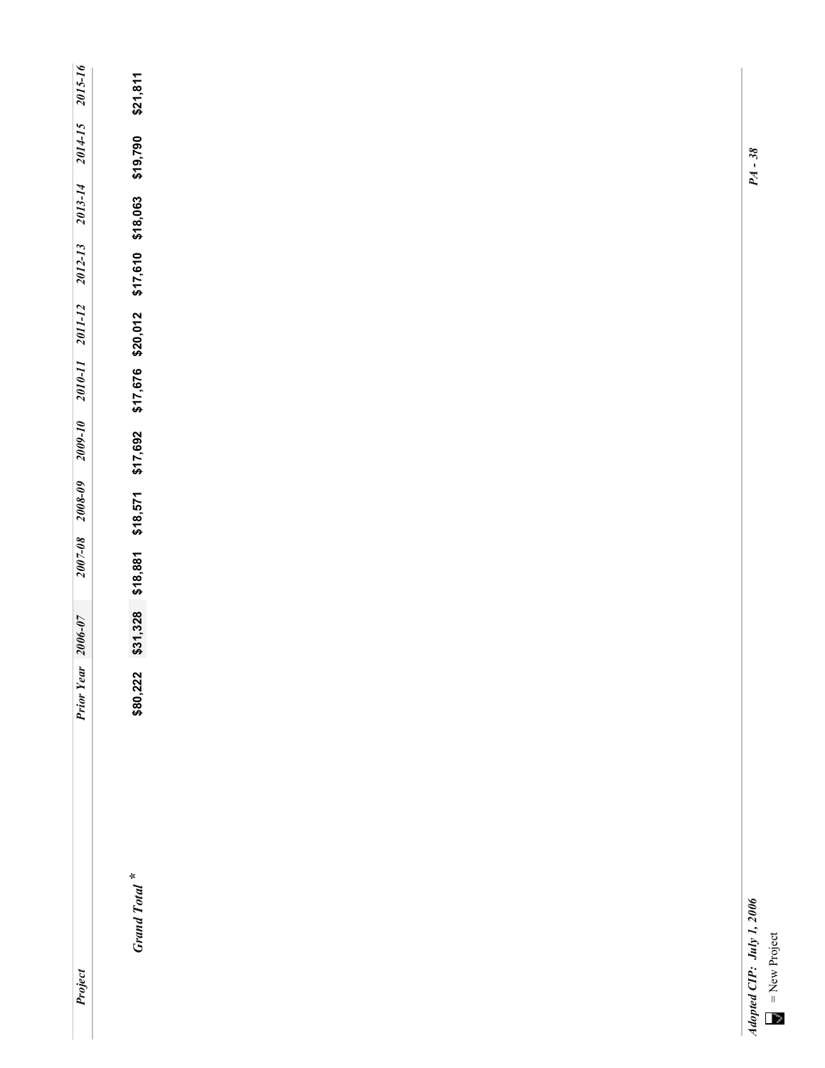| Project | Prior Year | 2006-07 | 2007-08 | 2008-09 | 2009-10 | 2010-11 | 2011-12 | 2012-13 | 2013-14 | 2014-15 | 2015-16 |
|---|---|---|---|---|---|---|---|---|---|---|---|
| ***Grand Total**** | **$80,222** | **$31,328** | **$18,881** | **$18,571** | **$17,692** | **$17,676** | **$20,012** | **$17,610** | **$18,063** | **$19,790** | **$21,811** |

***Adopted CIP: July 1, 2006***

= New Project